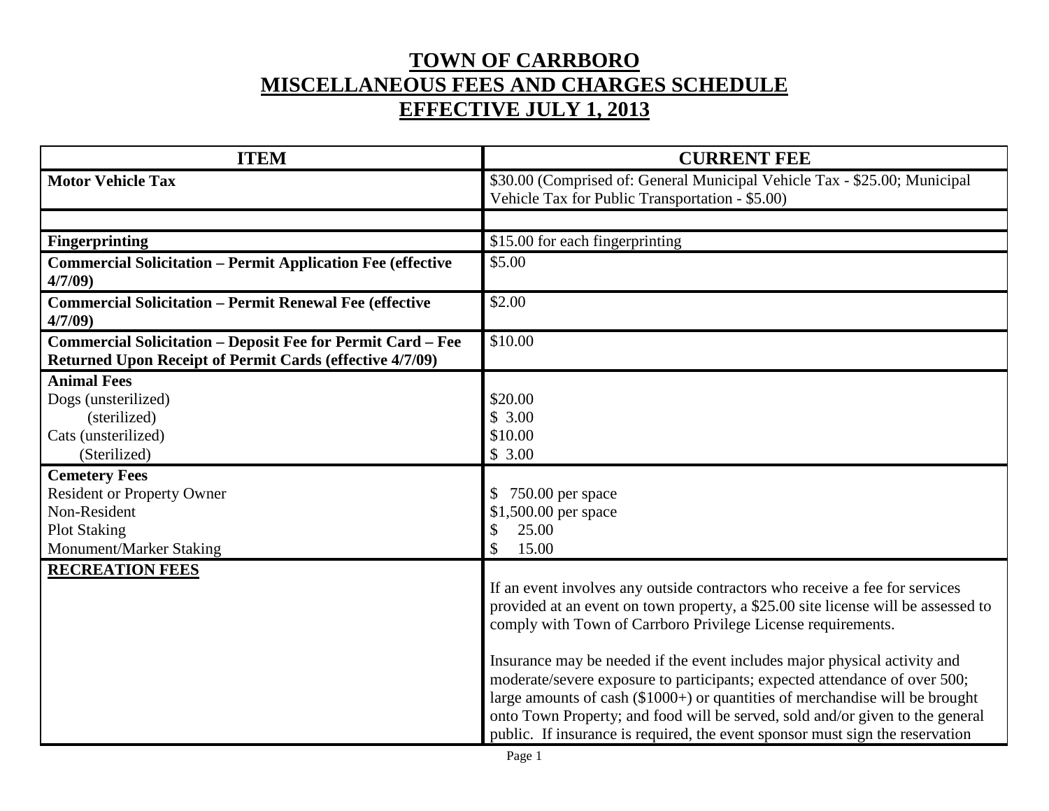# TOWN OF CARRBORO
# MISCELLANEOUS FEES AND CHARGES SCHEDULE
# EFFECTIVE JULY 1, 2013

| ITEM | CURRENT FEE |
|---|---|
| **Motor Vehicle Tax** | $30.00 (Comprised of: General Municipal Vehicle Tax - $25.00; Municipal Vehicle Tax for Public Transportation - $5.00) |
| | |
| **Fingerprinting** | $15.00 for each fingerprinting |
| **Commercial Solicitation – Permit Application Fee (effective 4/7/09)** | $5.00 |
| **Commercial Solicitation – Permit Renewal Fee (effective 4/7/09)** | $2.00 |
| **Commercial Solicitation – Deposit Fee for Permit Card – Fee Returned Upon Receipt of Permit Cards (effective 4/7/09)** | $10.00 |
| **Animal Fees** | |
| Dogs (unsterilized) | $20.00 |
| (sterilized) | $ 3.00 |
| Cats (unsterilized) | $10.00 |
| (Sterilized) | $ 3.00 |
| **Cemetery Fees** | |
| Resident or Property Owner | $ 750.00 per space |
| Non-Resident | $1,500.00 per space |
| Plot Staking | $ 25.00 |
| Monument/Marker Staking | $ 15.00 |
| **RECREATION FEES** | If an event involves any outside contractors who receive a fee for services provided at an event on town property, a $25.00 site license will be assessed to comply with Town of Carrboro Privilege License requirements.<br><br>Insurance may be needed if the event includes major physical activity and moderate/severe exposure to participants; expected attendance of over 500; large amounts of cash ($1000+) or quantities of merchandise will be brought onto Town Property; and food will be served, sold and/or given to the general public. If insurance is required, the event sponsor must sign the reservation |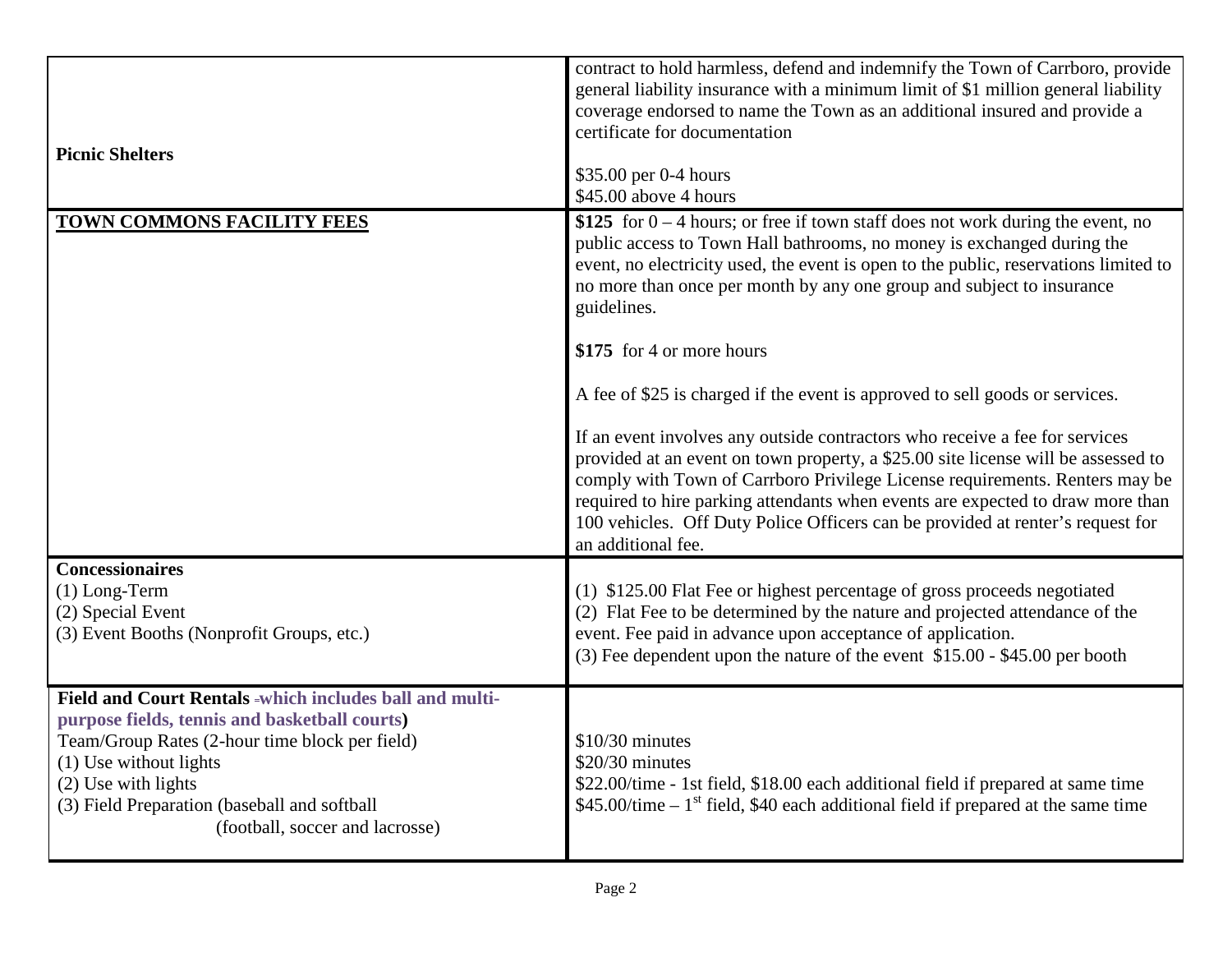| | |
|---|---|
| **Picnic Shelters** | contract to hold harmless, defend and indemnify the Town of Carrboro, provide general liability insurance with a minimum limit of $1 million general liability coverage endorsed to name the Town as an additional insured and provide a certificate for documentation<br><br>$35.00 per 0-4 hours<br>$45.00 above 4 hours |
| **TOWN COMMONS FACILITY FEES** | **$125** for 0 – 4 hours; or free if town staff does not work during the event, no public access to Town Hall bathrooms, no money is exchanged during the event, no electricity used, the event is open to the public, reservations limited to no more than once per month by any one group and subject to insurance guidelines.<br><br>**$175** for 4 or more hours<br><br>A fee of $25 is charged if the event is approved to sell goods or services.<br><br>If an event involves any outside contractors who receive a fee for services provided at an event on town property, a $25.00 site license will be assessed to comply with Town of Carrboro Privilege License requirements. Renters may be required to hire parking attendants when events are expected to draw more than 100 vehicles. Off Duty Police Officers can be provided at renter's request for an additional fee. |
| **Concessionaires**<br>(1) Long-Term<br>(2) Special Event<br>(3) Event Booths (Nonprofit Groups, etc.) | (1) $125.00 Flat Fee or highest percentage of gross proceeds negotiated<br>(2) Flat Fee to be determined by the nature and projected attendance of the event. Fee paid in advance upon acceptance of application.<br>(3) Fee dependent upon the nature of the event $15.00 - $45.00 per booth |
| **Field and Court Rentals -which includes ball and multi-purpose fields, tennis and basketball courts)**<br>Team/Group Rates (2-hour time block per field)<br>(1) Use without lights<br>(2) Use with lights<br>(3) Field Preparation (baseball and softball<br>(football, soccer and lacrosse) | <br><br>$10/30 minutes<br>$20/30 minutes<br>$22.00/time - 1st field, $18.00 each additional field if prepared at same time<br>$45.00/time – 1st field, $40 each additional field if prepared at the same time |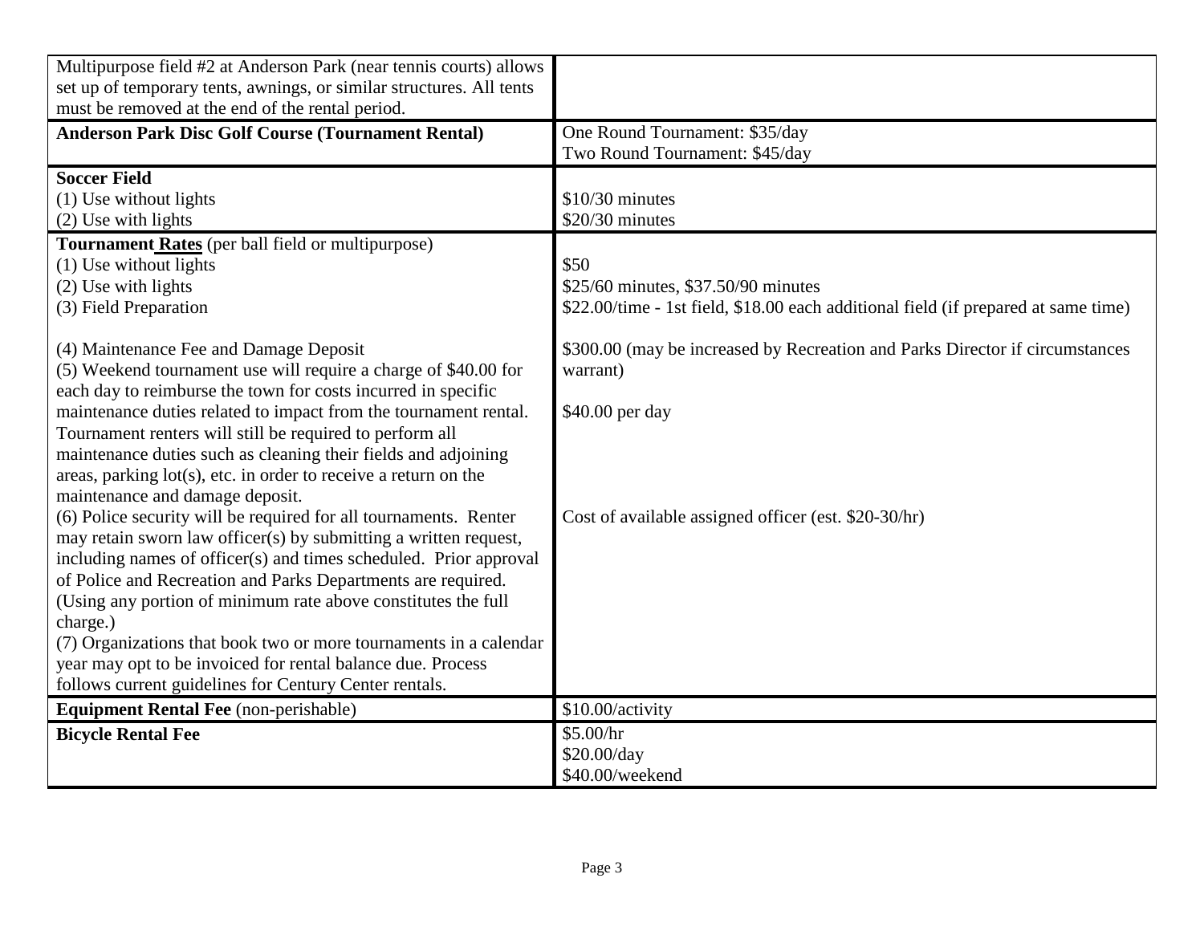| | |
|---|---|
| Multipurpose field #2 at Anderson Park (near tennis courts) allows set up of temporary tents, awnings, or similar structures. All tents must be removed at the end of the rental period. | |
| **Anderson Park Disc Golf Course (Tournament Rental)** | One Round Tournament: $35/day<br>Two Round Tournament: $45/day |
| **Soccer Field**<br>(1) Use without lights<br>(2) Use with lights | <br>$10/30 minutes<br>$20/30 minutes |
| **Tournament Rates** (per ball field or multipurpose)<br>(1) Use without lights<br>(2) Use with lights<br>(3) Field Preparation<br><br>(4) Maintenance Fee and Damage Deposit<br>(5) Weekend tournament use will require a charge of $40.00 for each day to reimburse the town for costs incurred in specific maintenance duties related to impact from the tournament rental. Tournament renters will still be required to perform all maintenance duties such as cleaning their fields and adjoining areas, parking lot(s), etc. in order to receive a return on the maintenance and damage deposit.<br>(6) Police security will be required for all tournaments. Renter may retain sworn law officer(s) by submitting a written request, including names of officer(s) and times scheduled. Prior approval of Police and Recreation and Parks Departments are required. (Using any portion of minimum rate above constitutes the full charge.)<br>(7) Organizations that book two or more tournaments in a calendar year may opt to be invoiced for rental balance due. Process follows current guidelines for Century Center rentals. | <br>$50<br>$25/60 minutes, $37.50/90 minutes<br>$22.00/time - 1st field, $18.00 each additional field (if prepared at same time)<br><br>$300.00 (may be increased by Recreation and Parks Director if circumstances warrant)<br><br>$40.00 per day<br><br><br><br><br>Cost of available assigned officer (est. $20-30/hr) |
| **Equipment Rental Fee** (non-perishable) | $10.00/activity |
| **Bicycle Rental Fee** | $5.00/hr<br>$20.00/day<br>$40.00/weekend |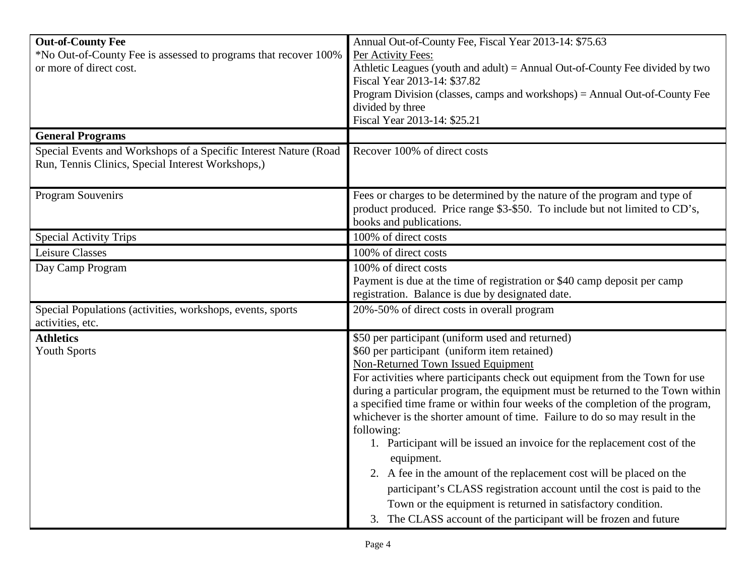| | |
|---|---|
| **Out-of-County Fee**<br>*No Out-of-County Fee is assessed to programs that recover 100% or more of direct cost. | Annual Out-of-County Fee, Fiscal Year 2013-14: $75.63<br>Per Activity Fees:<br>Athletic Leagues (youth and adult) = Annual Out-of-County Fee divided by two<br>Fiscal Year 2013-14: $37.82<br>Program Division (classes, camps and workshops) = Annual Out-of-County Fee divided by three<br>Fiscal Year 2013-14: $25.21 |
| **General Programs** | |
| Special Events and Workshops of a Specific Interest Nature (Road Run, Tennis Clinics, Special Interest Workshops,) | Recover 100% of direct costs |
| Program Souvenirs | Fees or charges to be determined by the nature of the program and type of product produced. Price range $3-$50. To include but not limited to CD's, books and publications. |
| Special Activity Trips | 100% of direct costs |
| Leisure Classes | 100% of direct costs |
| Day Camp Program | 100% of direct costs<br>Payment is due at the time of registration or $40 camp deposit per camp registration. Balance is due by designated date. |
| Special Populations (activities, workshops, events, sports activities, etc. | 20%-50% of direct costs in overall program |
| **Athletics**<br>Youth Sports | $50 per participant (uniform used and returned)<br>$60 per participant (uniform item retained)<br>Non-Returned Town Issued Equipment<br>For activities where participants check out equipment from the Town for use during a particular program, the equipment must be returned to the Town within a specified time frame or within four weeks of the completion of the program, whichever is the shorter amount of time. Failure to do so may result in the following:<br>1. Participant will be issued an invoice for the replacement cost of the equipment.<br>2. A fee in the amount of the replacement cost will be placed on the participant's CLASS registration account until the cost is paid to the Town or the equipment is returned in satisfactory condition.<br>3. The CLASS account of the participant will be frozen and future |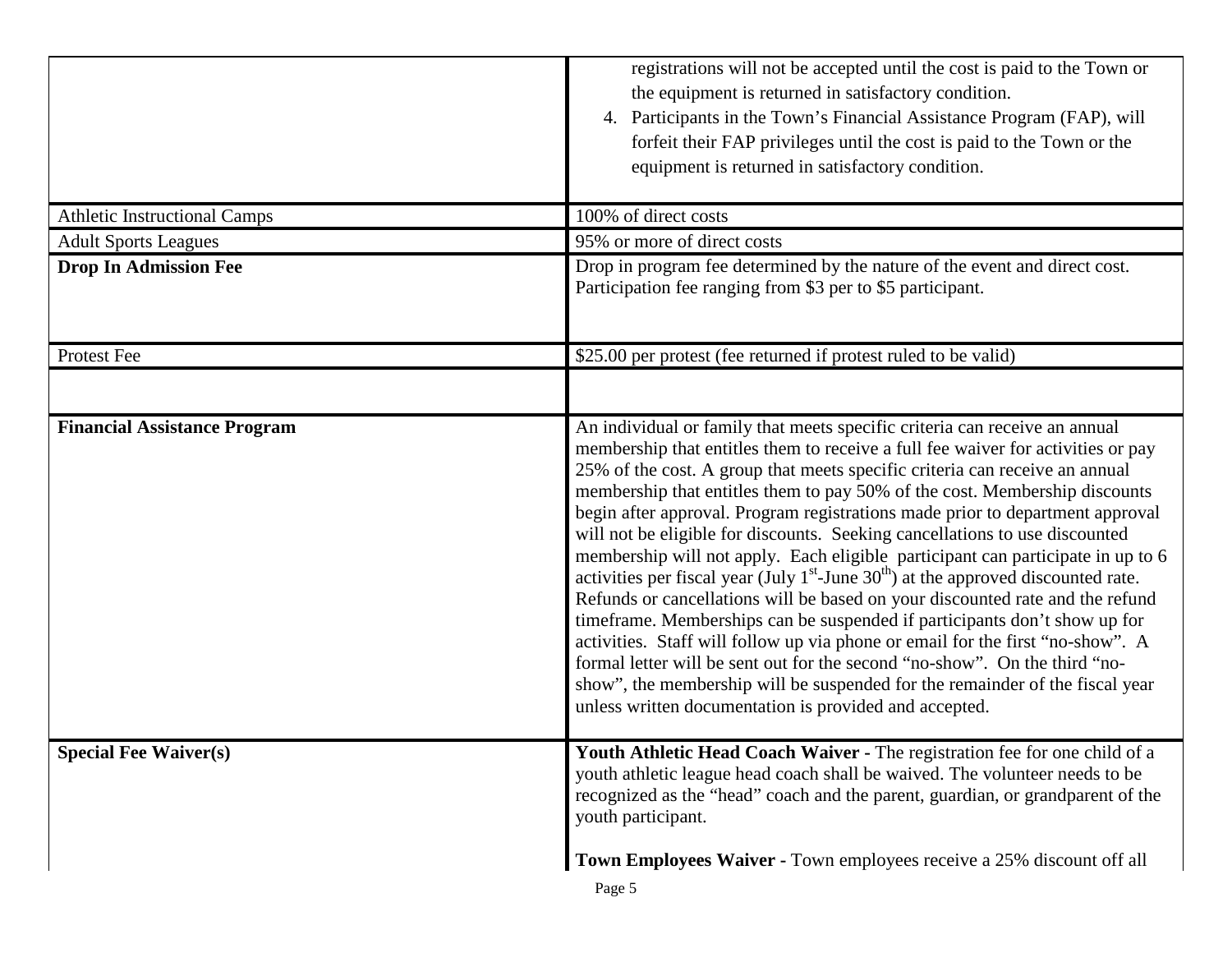| | |
|---|---|
| | registrations will not be accepted until the cost is paid to the Town or the equipment is returned in satisfactory condition.<br>4. Participants in the Town's Financial Assistance Program (FAP), will forfeit their FAP privileges until the cost is paid to the Town or the equipment is returned in satisfactory condition. |
| Athletic Instructional Camps | 100% of direct costs |
| Adult Sports Leagues | 95% or more of direct costs |
| **Drop In Admission Fee** | Drop in program fee determined by the nature of the event and direct cost. Participation fee ranging from $3 per to $5 participant. |
| Protest Fee | $25.00 per protest (fee returned if protest ruled to be valid) |
| | |
| **Financial Assistance Program** | An individual or family that meets specific criteria can receive an annual membership that entitles them to receive a full fee waiver for activities or pay 25% of the cost. A group that meets specific criteria can receive an annual membership that entitles them to pay 50% of the cost. Membership discounts begin after approval. Program registrations made prior to department approval will not be eligible for discounts. Seeking cancellations to use discounted membership will not apply. Each eligible participant can participate in up to 6 activities per fiscal year (July 1st-June 30th) at the approved discounted rate. Refunds or cancellations will be based on your discounted rate and the refund timeframe. Memberships can be suspended if participants don't show up for activities. Staff will follow up via phone or email for the first "no-show". A formal letter will be sent out for the second "no-show". On the third "no-show", the membership will be suspended for the remainder of the fiscal year unless written documentation is provided and accepted. |
| **Special Fee Waiver(s)** | **Youth Athletic Head Coach Waiver -** The registration fee for one child of a youth athletic league head coach shall be waived. The volunteer needs to be recognized as the "head" coach and the parent, guardian, or grandparent of the youth participant.<br><br>**Town Employees Waiver -** Town employees receive a 25% discount off all |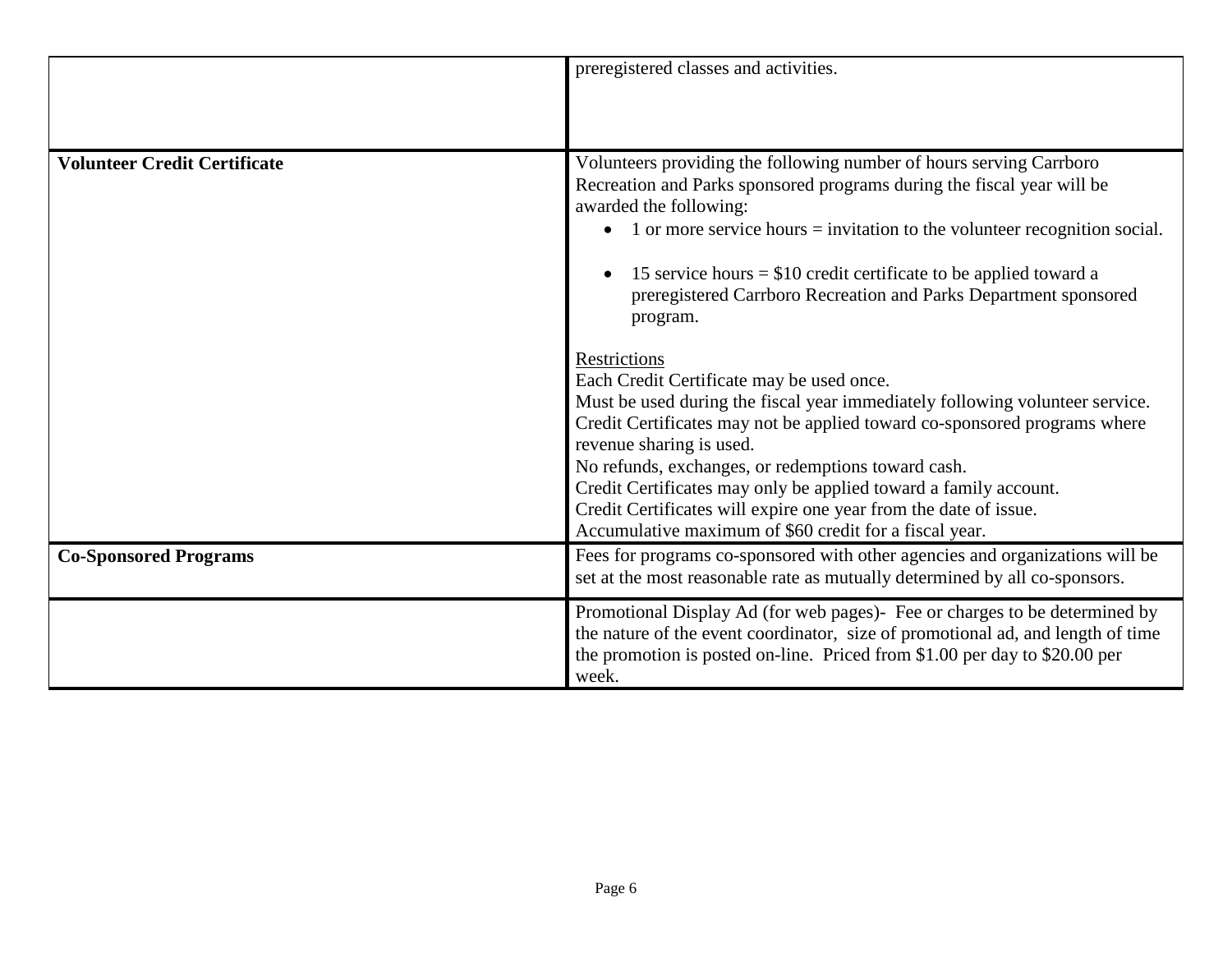| | |
|---|---|
| | preregistered classes and activities. |
| **Volunteer Credit Certificate** | Volunteers providing the following number of hours serving Carrboro Recreation and Parks sponsored programs during the fiscal year will be awarded the following:<br>• 1 or more service hours = invitation to the volunteer recognition social.<br>• 15 service hours = $10 credit certificate to be applied toward a preregistered Carrboro Recreation and Parks Department sponsored program.<br><br><u>Restrictions</u><br>Each Credit Certificate may be used once.<br>Must be used during the fiscal year immediately following volunteer service.<br>Credit Certificates may not be applied toward co-sponsored programs where revenue sharing is used.<br>No refunds, exchanges, or redemptions toward cash.<br>Credit Certificates may only be applied toward a family account.<br>Credit Certificates will expire one year from the date of issue.<br>Accumulative maximum of $60 credit for a fiscal year. |
| **Co-Sponsored Programs** | Fees for programs co-sponsored with other agencies and organizations will be set at the most reasonable rate as mutually determined by all co-sponsors. |
| | Promotional Display Ad (for web pages)- Fee or charges to be determined by the nature of the event coordinator, size of promotional ad, and length of time the promotion is posted on-line. Priced from $1.00 per day to $20.00 per week. |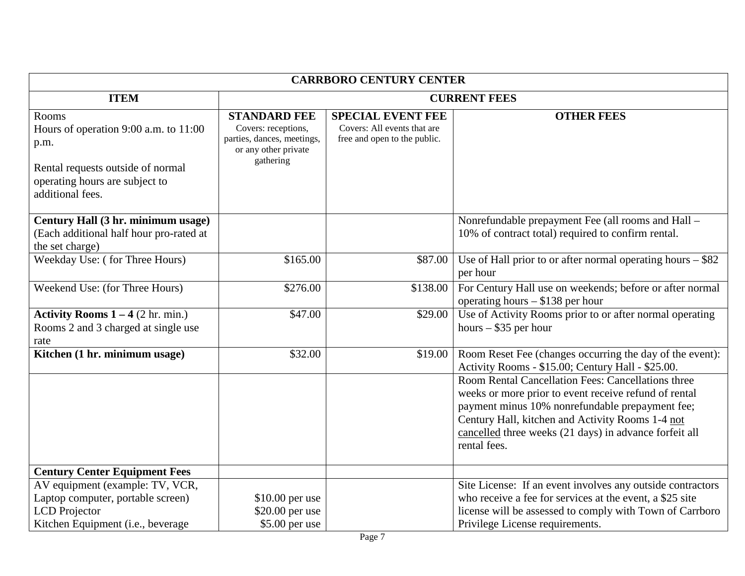| CARRBORO CENTURY CENTER | | | |
|---|---|---|---|
| **ITEM** | **CURRENT FEES** | | |
| Rooms<br>Hours of operation 9:00 a.m. to 11:00 p.m.<br><br>Rental requests outside of normal operating hours are subject to additional fees. | **STANDARD FEE**<br>Covers: receptions, parties, dances, meetings, or any other private gathering | **SPECIAL EVENT FEE**<br>Covers: All events that are free and open to the public. | **OTHER FEES** |
| **Century Hall (3 hr. minimum usage)**<br>(Each additional half hour pro-rated at the set charge) | | | Nonrefundable prepayment Fee (all rooms and Hall – 10% of contract total) required to confirm rental. |
| Weekday Use: ( for Three Hours) | $165.00 | $87.00 | Use of Hall prior to or after normal operating hours – $82 per hour |
| Weekend Use: (for Three Hours) | $276.00 | $138.00 | For Century Hall use on weekends; before or after normal operating hours – $138 per hour |
| **Activity Rooms 1 – 4** (2 hr. min.)<br>Rooms 2 and 3 charged at single use rate | $47.00 | $29.00 | Use of Activity Rooms prior to or after normal operating hours – $35 per hour |
| **Kitchen (1 hr. minimum usage)** | $32.00 | $19.00 | Room Reset Fee (changes occurring the day of the event): Activity Rooms - $15.00; Century Hall - $25.00. |
| | | | Room Rental Cancellation Fees: Cancellations three weeks or more prior to event receive refund of rental payment minus 10% nonrefundable prepayment fee; Century Hall, kitchen and Activity Rooms 1-4 not cancelled three weeks (21 days) in advance forfeit all rental fees. |
| **Century Center Equipment Fees** | | | |
| AV equipment (example: TV, VCR, Laptop computer, portable screen)<br>LCD Projector<br>Kitchen Equipment (i.e., beverage | $10.00 per use<br>$20.00 per use<br>$5.00 per use | | Site License: If an event involves any outside contractors who receive a fee for services at the event, a $25 site license will be assessed to comply with Town of Carrboro Privilege License requirements. |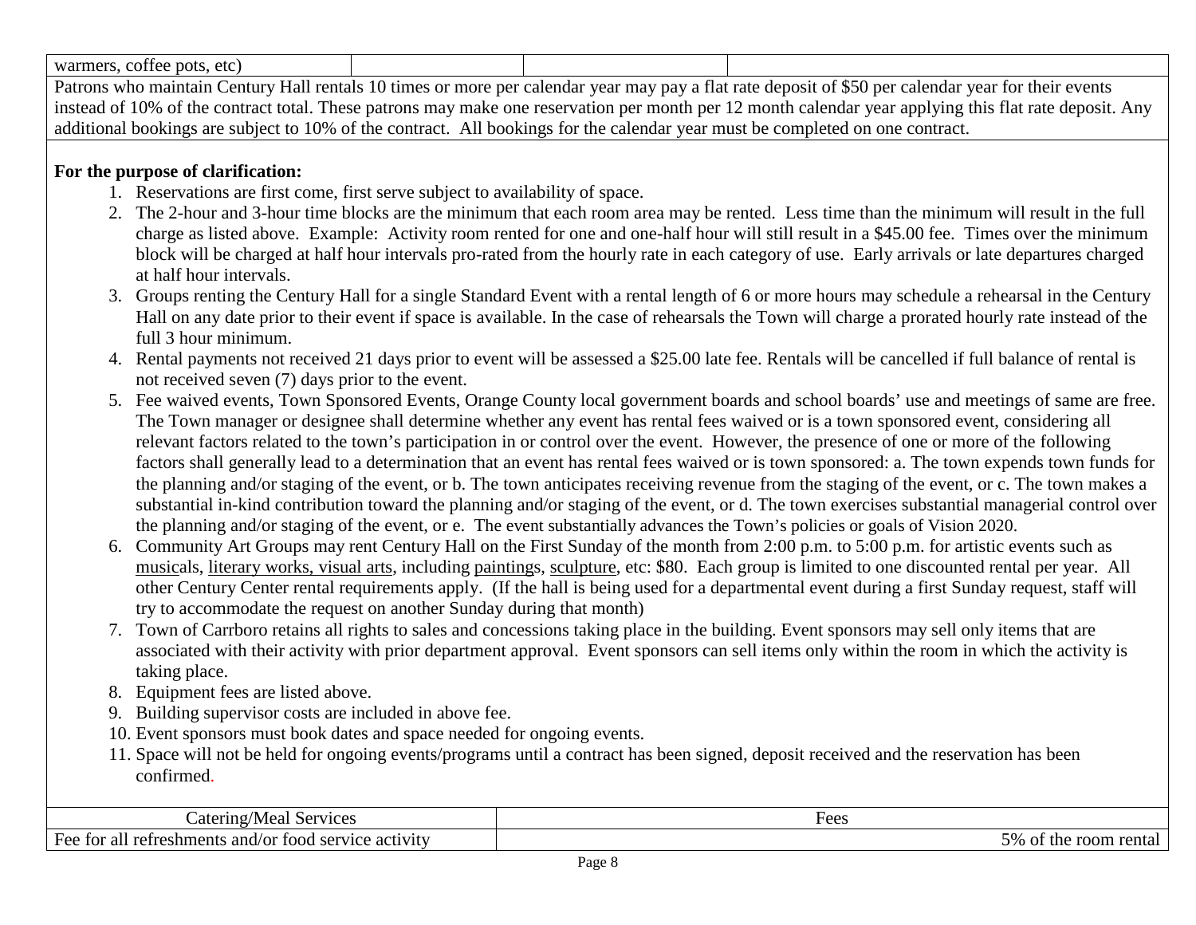| warmers, coffee pots, etc) | | | |
|---|---|---|---|

Patrons who maintain Century Hall rentals 10 times or more per calendar year may pay a flat rate deposit of $50 per calendar year for their events instead of 10% of the contract total. These patrons may make one reservation per month per 12 month calendar year applying this flat rate deposit. Any additional bookings are subject to 10% of the contract. All bookings for the calendar year must be completed on one contract.

**For the purpose of clarification:**

1. Reservations are first come, first serve subject to availability of space.
2. The 2-hour and 3-hour time blocks are the minimum that each room area may be rented. Less time than the minimum will result in the full charge as listed above. Example: Activity room rented for one and one-half hour will still result in a $45.00 fee. Times over the minimum block will be charged at half hour intervals pro-rated from the hourly rate in each category of use. Early arrivals or late departures charged at half hour intervals.
3. Groups renting the Century Hall for a single Standard Event with a rental length of 6 or more hours may schedule a rehearsal in the Century Hall on any date prior to their event if space is available. In the case of rehearsals the Town will charge a prorated hourly rate instead of the full 3 hour minimum.
4. Rental payments not received 21 days prior to event will be assessed a $25.00 late fee. Rentals will be cancelled if full balance of rental is not received seven (7) days prior to the event.
5. Fee waived events, Town Sponsored Events, Orange County local government boards and school boards' use and meetings of same are free. The Town manager or designee shall determine whether any event has rental fees waived or is a town sponsored event, considering all relevant factors related to the town's participation in or control over the event. However, the presence of one or more of the following factors shall generally lead to a determination that an event has rental fees waived or is town sponsored: a. The town expends town funds for the planning and/or staging of the event, or b. The town anticipates receiving revenue from the staging of the event, or c. The town makes a substantial in-kind contribution toward the planning and/or staging of the event, or d. The town exercises substantial managerial control over the planning and/or staging of the event, or e. The event substantially advances the Town's policies or goals of Vision 2020.
6. Community Art Groups may rent Century Hall on the First Sunday of the month from 2:00 p.m. to 5:00 p.m. for artistic events such as musicals, literary works, visual arts, including paintings, sculpture, etc: $80. Each group is limited to one discounted rental per year. All other Century Center rental requirements apply. (If the hall is being used for a departmental event during a first Sunday request, staff will try to accommodate the request on another Sunday during that month)
7. Town of Carrboro retains all rights to sales and concessions taking place in the building. Event sponsors may sell only items that are associated with their activity with prior department approval. Event sponsors can sell items only within the room in which the activity is taking place.
8. Equipment fees are listed above.
9. Building supervisor costs are included in above fee.
10. Event sponsors must book dates and space needed for ongoing events.
11. Space will not be held for ongoing events/programs until a contract has been signed, deposit received and the reservation has been confirmed.

| Catering/Meal Services | Fees |
|---|---|
| Fee for all refreshments and/or food service activity | 5% of the room rental |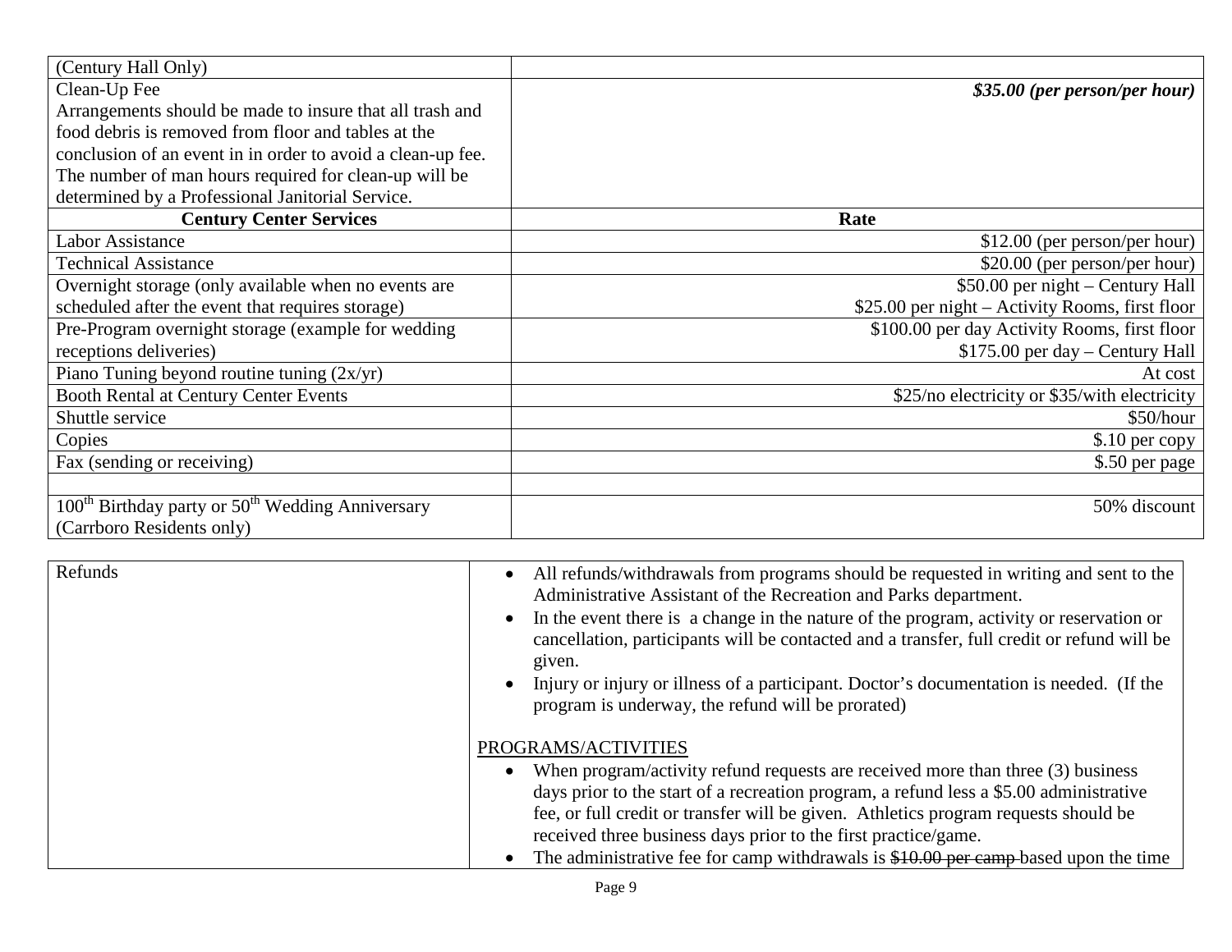| (Century Hall Only) | |
|---|---|
| Clean-Up Fee<br>Arrangements should be made to insure that all trash and food debris is removed from floor and tables at the conclusion of an event in in order to avoid a clean-up fee. The number of man hours required for clean-up will be determined by a Professional Janitorial Service. | ***$35.00 (per person/per hour)*** |
| **Century Center Services** | **Rate** |
| Labor Assistance | $12.00 (per person/per hour) |
| Technical Assistance | $20.00 (per person/per hour) |
| Overnight storage (only available when no events are scheduled after the event that requires storage) | $50.00 per night – Century Hall<br>$25.00 per night – Activity Rooms, first floor |
| Pre-Program overnight storage (example for wedding receptions deliveries) | $100.00 per day Activity Rooms, first floor<br>$175.00 per day – Century Hall |
| Piano Tuning beyond routine tuning (2x/yr) | At cost |
| Booth Rental at Century Center Events | $25/no electricity or $35/with electricity |
| Shuttle service | $50/hour |
| Copies | $.10 per copy |
| Fax (sending or receiving) | $.50 per page |
| | |
| 100th Birthday party or 50th Wedding Anniversary (Carrboro Residents only) | 50% discount |

| Refunds | • All refunds/withdrawals from programs should be requested in writing and sent to the Administrative Assistant of the Recreation and Parks department.<br>• In the event there is a change in the nature of the program, activity or reservation or cancellation, participants will be contacted and a transfer, full credit or refund will be given.<br>• Injury or injury or illness of a participant. Doctor's documentation is needed. (If the program is underway, the refund will be prorated)<br><br><u>PROGRAMS/ACTIVITIES</u><br>• When program/activity refund requests are received more than three (3) business days prior to the start of a recreation program, a refund less a $5.00 administrative fee, or full credit or transfer will be given. Athletics program requests should be received three business days prior to the first practice/game.<br>• The administrative fee for camp withdrawals is ~~$10.00 per camp~~ based upon the time |
|---|---|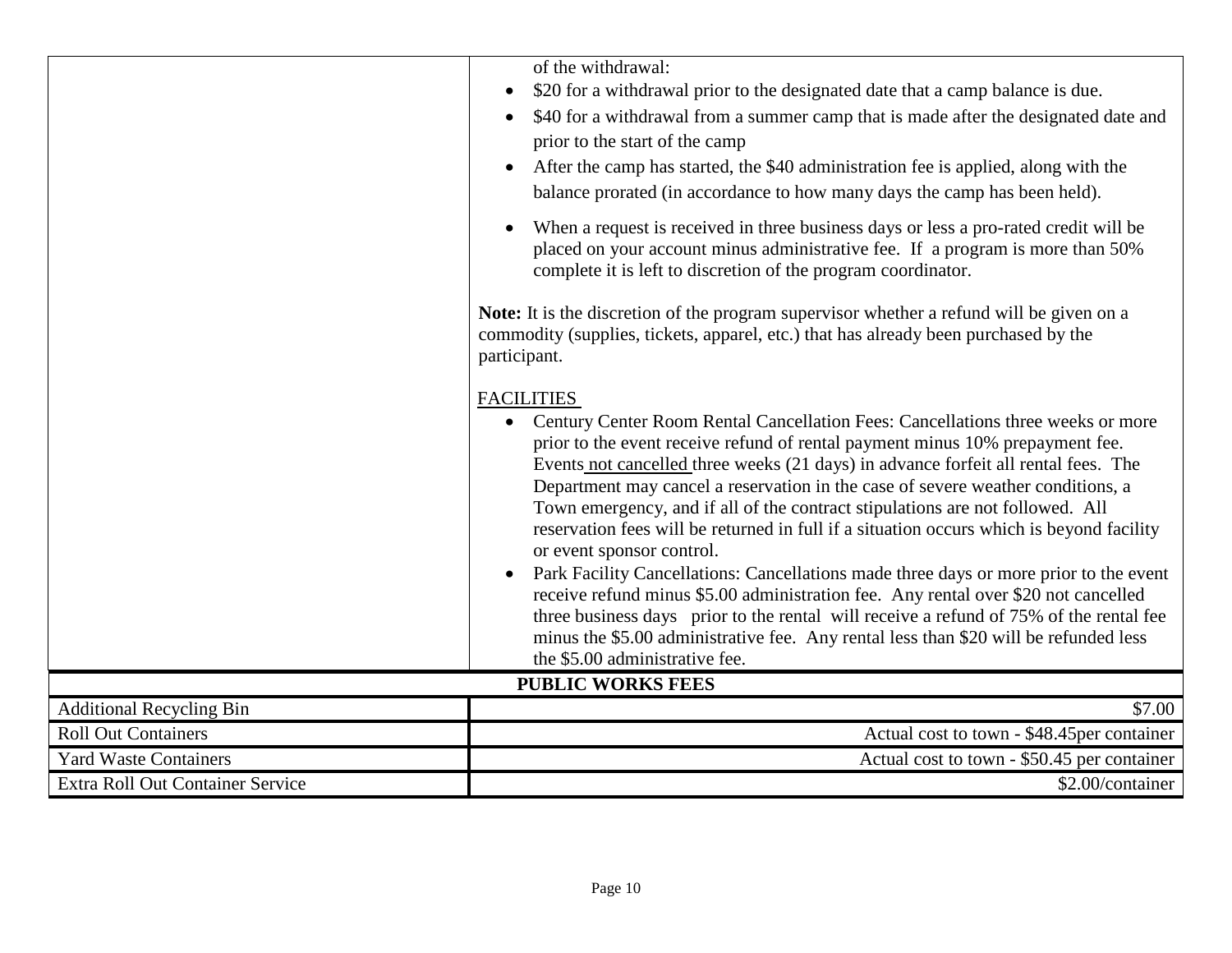| | |
|---|---|
| | of the withdrawal:<br>• $20 for a withdrawal prior to the designated date that a camp balance is due.<br>• $40 for a withdrawal from a summer camp that is made after the designated date and prior to the start of the camp<br>• After the camp has started, the $40 administration fee is applied, along with the balance prorated (in accordance to how many days the camp has been held).<br>• When a request is received in three business days or less a pro-rated credit will be placed on your account minus administrative fee. If a program is more than 50% complete it is left to discretion of the program coordinator.<br><br>**Note:** It is the discretion of the program supervisor whether a refund will be given on a commodity (supplies, tickets, apparel, etc.) that has already been purchased by the participant.<br><br>FACILITIES<br>• Century Center Room Rental Cancellation Fees: Cancellations three weeks or more prior to the event receive refund of rental payment minus 10% prepayment fee. Events not cancelled three weeks (21 days) in advance forfeit all rental fees. The Department may cancel a reservation in the case of severe weather conditions, a Town emergency, and if all of the contract stipulations are not followed. All reservation fees will be returned in full if a situation occurs which is beyond facility or event sponsor control.<br>• Park Facility Cancellations: Cancellations made three days or more prior to the event receive refund minus $5.00 administration fee. Any rental over $20 not cancelled three business days prior to the rental will receive a refund of 75% of the rental fee minus the $5.00 administrative fee. Any rental less than $20 will be refunded less the $5.00 administrative fee. |
| **PUBLIC WORKS FEES** | |
| Additional Recycling Bin | $7.00 |
| Roll Out Containers | Actual cost to town - $48.45per container |
| Yard Waste Containers | Actual cost to town - $50.45 per container |
| Extra Roll Out Container Service | $2.00/container |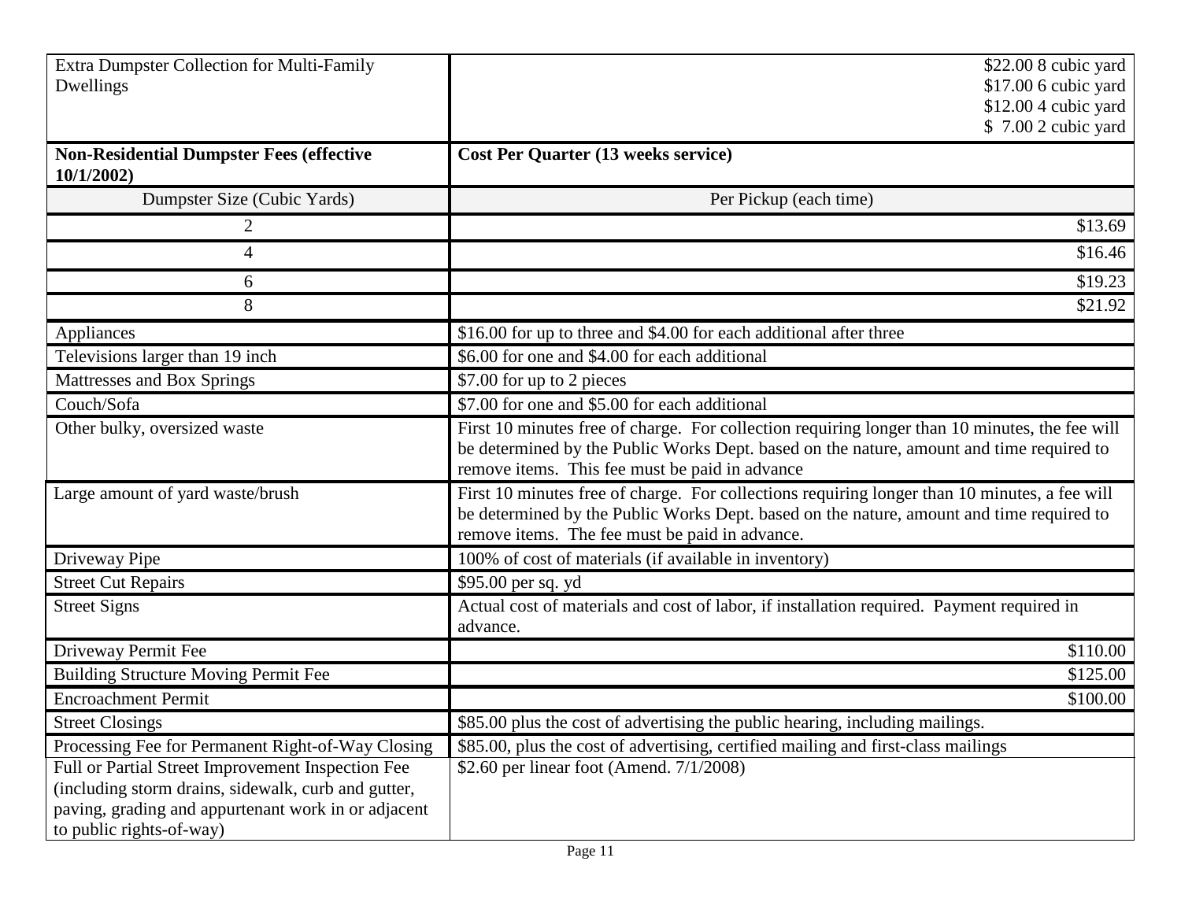| | |
|---|---|
| Extra Dumpster Collection for Multi-Family Dwellings | $22.00 8 cubic yard<br>$17.00 6 cubic yard<br>$12.00 4 cubic yard<br>$ 7.00 2 cubic yard |
| **Non-Residential Dumpster Fees (effective 10/1/2002)** | **Cost Per Quarter (13 weeks service)** |
| Dumpster Size (Cubic Yards) | Per Pickup (each time) |
| 2 | $13.69 |
| 4 | $16.46 |
| 6 | $19.23 |
| 8 | $21.92 |
| Appliances | $16.00 for up to three and $4.00 for each additional after three |
| Televisions larger than 19 inch | $6.00 for one and $4.00 for each additional |
| Mattresses and Box Springs | $7.00 for up to 2 pieces |
| Couch/Sofa | $7.00 for one and $5.00 for each additional |
| Other bulky, oversized waste | First 10 minutes free of charge. For collection requiring longer than 10 minutes, the fee will be determined by the Public Works Dept. based on the nature, amount and time required to remove items. This fee must be paid in advance |
| Large amount of yard waste/brush | First 10 minutes free of charge. For collections requiring longer than 10 minutes, a fee will be determined by the Public Works Dept. based on the nature, amount and time required to remove items. The fee must be paid in advance. |
| Driveway Pipe | 100% of cost of materials (if available in inventory) |
| Street Cut Repairs | $95.00 per sq. yd |
| Street Signs | Actual cost of materials and cost of labor, if installation required. Payment required in advance. |
| Driveway Permit Fee | $110.00 |
| Building Structure Moving Permit Fee | $125.00 |
| Encroachment Permit | $100.00 |
| Street Closings | $85.00 plus the cost of advertising the public hearing, including mailings. |
| Processing Fee for Permanent Right-of-Way Closing | $85.00, plus the cost of advertising, certified mailing and first-class mailings |
| Full or Partial Street Improvement Inspection Fee (including storm drains, sidewalk, curb and gutter, paving, grading and appurtenant work in or adjacent to public rights-of-way) | $2.60 per linear foot (Amend. 7/1/2008) |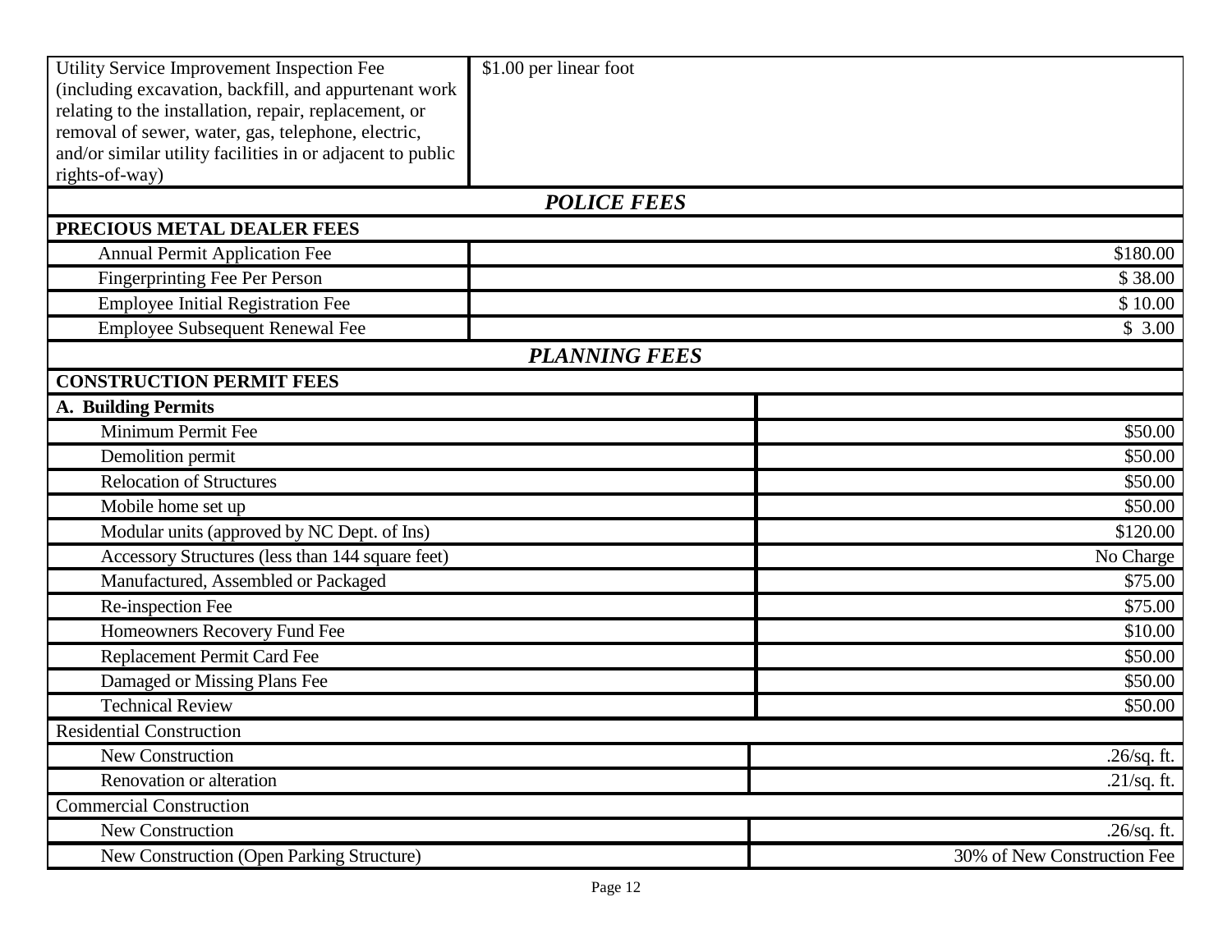| Utility Service Improvement Inspection Fee (including excavation, backfill, and appurtenant work relating to the installation, repair, replacement, or removal of sewer, water, gas, telephone, electric, and/or similar utility facilities in or adjacent to public rights-of-way) | $1.00 per linear foot |
|---|---|
| ***POLICE FEES*** | |
| **PRECIOUS METAL DEALER FEES** | |
| Annual Permit Application Fee | $180.00 |
| Fingerprinting Fee Per Person | $ 38.00 |
| Employee Initial Registration Fee | $ 10.00 |
| Employee Subsequent Renewal Fee | $ 3.00 |
| ***PLANNING FEES*** | |
| **CONSTRUCTION PERMIT FEES** | |
| **A. Building Permits** | |
| Minimum Permit Fee | $50.00 |
| Demolition permit | $50.00 |
| Relocation of Structures | $50.00 |
| Mobile home set up | $50.00 |
| Modular units (approved by NC Dept. of Ins) | $120.00 |
| Accessory Structures (less than 144 square feet) | No Charge |
| Manufactured, Assembled or Packaged | $75.00 |
| Re-inspection Fee | $75.00 |
| Homeowners Recovery Fund Fee | $10.00 |
| Replacement Permit Card Fee | $50.00 |
| Damaged or Missing Plans Fee | $50.00 |
| Technical Review | $50.00 |
| Residential Construction | |
| New Construction | .26/sq. ft. |
| Renovation or alteration | .21/sq. ft. |
| Commercial Construction | |
| New Construction | .26/sq. ft. |
| New Construction (Open Parking Structure) | 30% of New Construction Fee |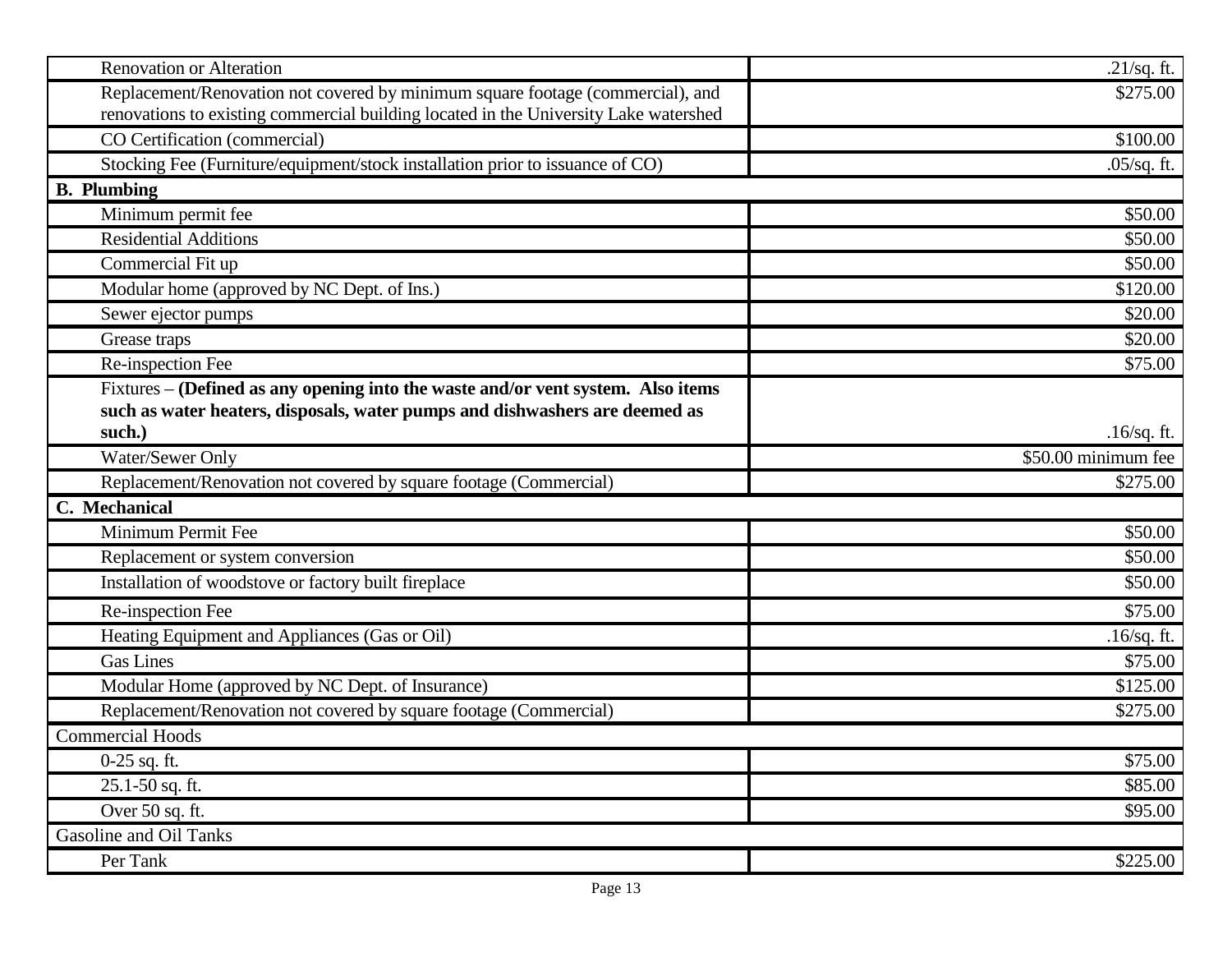| | |
|---|---|
| Renovation or Alteration | .21/sq. ft. |
| Replacement/Renovation not covered by minimum square footage (commercial), and renovations to existing commercial building located in the University Lake watershed | $275.00 |
| CO Certification (commercial) | $100.00 |
| Stocking Fee (Furniture/equipment/stock installation prior to issuance of CO) | .05/sq. ft. |
| **B. Plumbing** | |
| Minimum permit fee | $50.00 |
| Residential Additions | $50.00 |
| Commercial Fit up | $50.00 |
| Modular home (approved by NC Dept. of Ins.) | $120.00 |
| Sewer ejector pumps | $20.00 |
| Grease traps | $20.00 |
| Re-inspection Fee | $75.00 |
| Fixtures – **(Defined as any opening into the waste and/or vent system. Also items such as water heaters, disposals, water pumps and dishwashers are deemed as such.)** | .16/sq. ft. |
| Water/Sewer Only | $50.00 minimum fee |
| Replacement/Renovation not covered by square footage (Commercial) | $275.00 |
| **C. Mechanical** | |
| Minimum Permit Fee | $50.00 |
| Replacement or system conversion | $50.00 |
| Installation of woodstove or factory built fireplace | $50.00 |
| Re-inspection Fee | $75.00 |
| Heating Equipment and Appliances (Gas or Oil) | .16/sq. ft. |
| Gas Lines | $75.00 |
| Modular Home (approved by NC Dept. of Insurance) | $125.00 |
| Replacement/Renovation not covered by square footage (Commercial) | $275.00 |
| Commercial Hoods | |
| 0-25 sq. ft. | $75.00 |
| 25.1-50 sq. ft. | $85.00 |
| Over 50 sq. ft. | $95.00 |
| Gasoline and Oil Tanks | |
| Per Tank | $225.00 |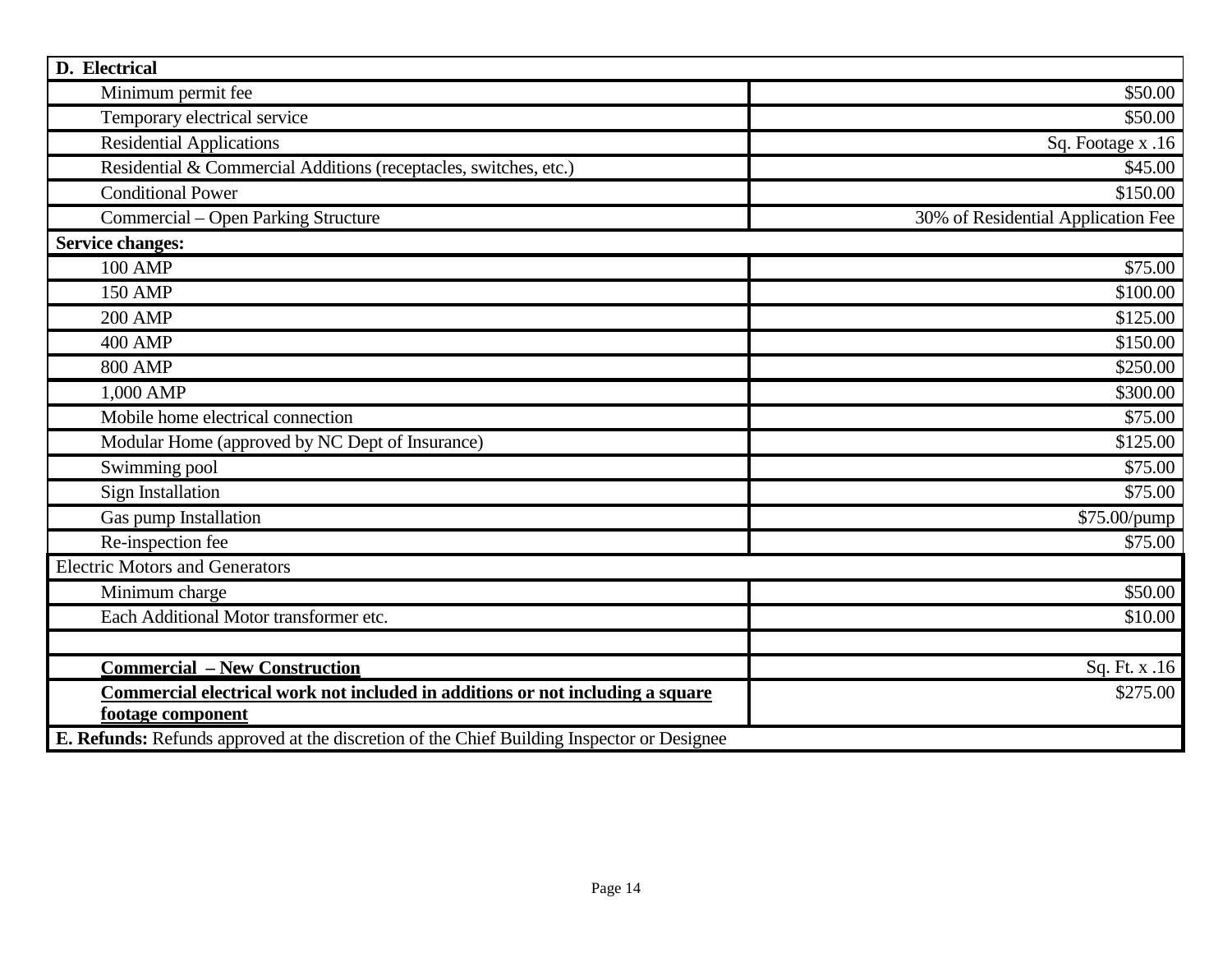| D. Electrical | |
|---|---|
| Minimum permit fee | $50.00 |
| Temporary electrical service | $50.00 |
| Residential Applications | Sq. Footage x .16 |
| Residential & Commercial Additions (receptacles, switches, etc.) | $45.00 |
| Conditional Power | $150.00 |
| Commercial – Open Parking Structure | 30% of Residential Application Fee |
| **Service changes:** | |
| 100 AMP | $75.00 |
| 150 AMP | $100.00 |
| 200 AMP | $125.00 |
| 400 AMP | $150.00 |
| 800 AMP | $250.00 |
| 1,000 AMP | $300.00 |
| Mobile home electrical connection | $75.00 |
| Modular Home (approved by NC Dept of Insurance) | $125.00 |
| Swimming pool | $75.00 |
| Sign Installation | $75.00 |
| Gas pump Installation | $75.00/pump |
| Re-inspection fee | $75.00 |
| Electric Motors and Generators | |
| Minimum charge | $50.00 |
| Each Additional Motor transformer etc. | $10.00 |
| | |
| **Commercial – New Construction** | Sq. Ft. x .16 |
| **Commercial electrical work not included in additions or not including a square footage component** | $275.00 |
| **E. Refunds:** Refunds approved at the discretion of the Chief Building Inspector or Designee | |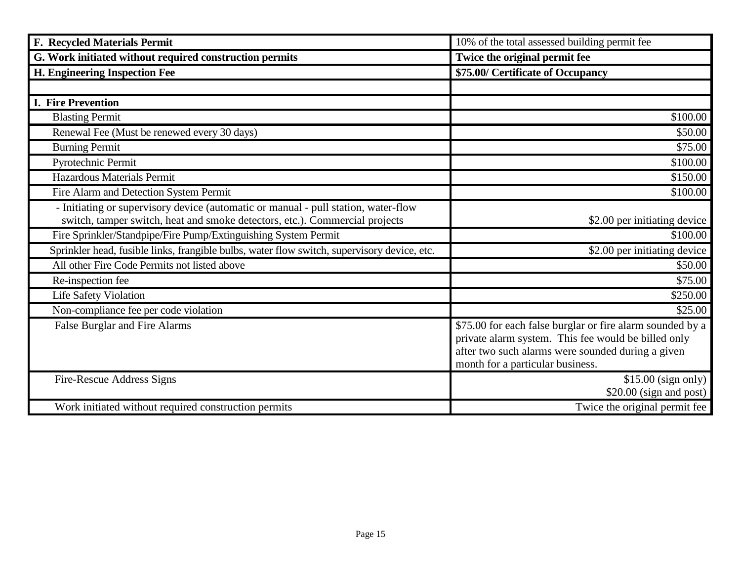| | |
|---|---|
| **F. Recycled Materials Permit** | 10% of the total assessed building permit fee |
| **G. Work initiated without required construction permits** | **Twice the original permit fee** |
| **H. Engineering Inspection Fee** | **$75.00/ Certificate of Occupancy** |
| | |
| **I. Fire Prevention** | |
| Blasting Permit | $100.00 |
| Renewal Fee (Must be renewed every 30 days) | $50.00 |
| Burning Permit | $75.00 |
| Pyrotechnic Permit | $100.00 |
| Hazardous Materials Permit | $150.00 |
| Fire Alarm and Detection System Permit | $100.00 |
| - Initiating or supervisory device (automatic or manual - pull station, water-flow switch, tamper switch, heat and smoke detectors, etc.). Commercial projects | $2.00 per initiating device |
| Fire Sprinkler/Standpipe/Fire Pump/Extinguishing System Permit | $100.00 |
| Sprinkler head, fusible links, frangible bulbs, water flow switch, supervisory device, etc. | $2.00 per initiating device |
| All other Fire Code Permits not listed above | $50.00 |
| Re-inspection fee | $75.00 |
| Life Safety Violation | $250.00 |
| Non-compliance fee per code violation | $25.00 |
| False Burglar and Fire Alarms | $75.00 for each false burglar or fire alarm sounded by a private alarm system. This fee would be billed only after two such alarms were sounded during a given month for a particular business. |
| Fire-Rescue Address Signs | $15.00 (sign only)<br>$20.00 (sign and post) |
| Work initiated without required construction permits | Twice the original permit fee |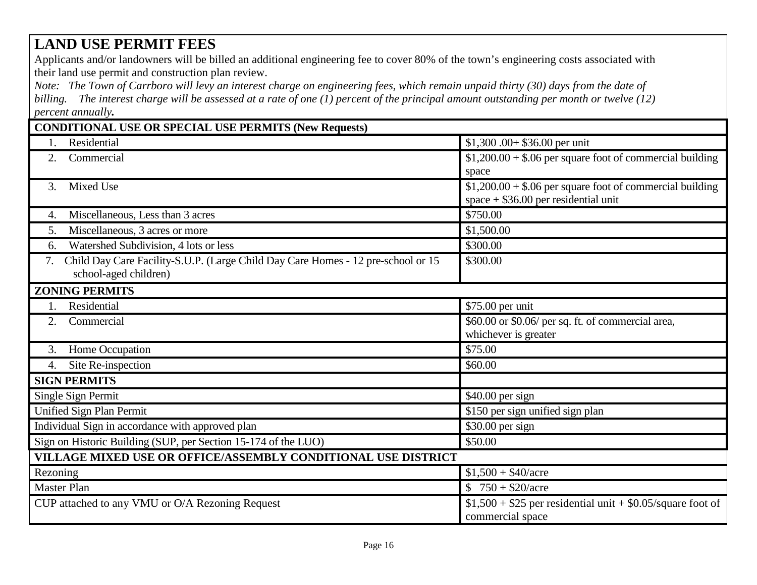# LAND USE PERMIT FEES

Applicants and/or landowners will be billed an additional engineering fee to cover 80% of the town's engineering costs associated with their land use permit and construction plan review.

*Note: The Town of Carrboro will levy an interest charge on engineering fees, which remain unpaid thirty (30) days from the date of billing. The interest charge will be assessed at a rate of one (1) percent of the principal amount outstanding per month or twelve (12) percent annually.*

| **CONDITIONAL USE OR SPECIAL USE PERMITS (New Requests)** | |
|---|---|
| 1. Residential | $1,300 .00+ $36.00 per unit |
| 2. Commercial | $1,200.00 + $.06 per square foot of commercial building space |
| 3. Mixed Use | $1,200.00 + $.06 per square foot of commercial building space + $36.00 per residential unit |
| 4. Miscellaneous, Less than 3 acres | $750.00 |
| 5. Miscellaneous, 3 acres or more | $1,500.00 |
| 6. Watershed Subdivision, 4 lots or less | $300.00 |
| 7. Child Day Care Facility-S.U.P. (Large Child Day Care Homes - 12 pre-school or 15 school-aged children) | $300.00 |
| **ZONING PERMITS** | |
| 1. Residential | $75.00 per unit |
| 2. Commercial | $60.00 or $0.06/ per sq. ft. of commercial area, whichever is greater |
| 3. Home Occupation | $75.00 |
| 4. Site Re-inspection | $60.00 |
| **SIGN PERMITS** | |
| Single Sign Permit | $40.00 per sign |
| Unified Sign Plan Permit | $150 per sign unified sign plan |
| Individual Sign in accordance with approved plan | $30.00 per sign |
| Sign on Historic Building (SUP, per Section 15-174 of the LUO) | $50.00 |
| **VILLAGE MIXED USE OR OFFICE/ASSEMBLY CONDITIONAL USE DISTRICT** | |
| Rezoning | $1,500 + $40/acre |
| Master Plan | $ 750 + $20/acre |
| CUP attached to any VMU or O/A Rezoning Request | $1,500 + $25 per residential unit + $0.05/square foot of commercial space |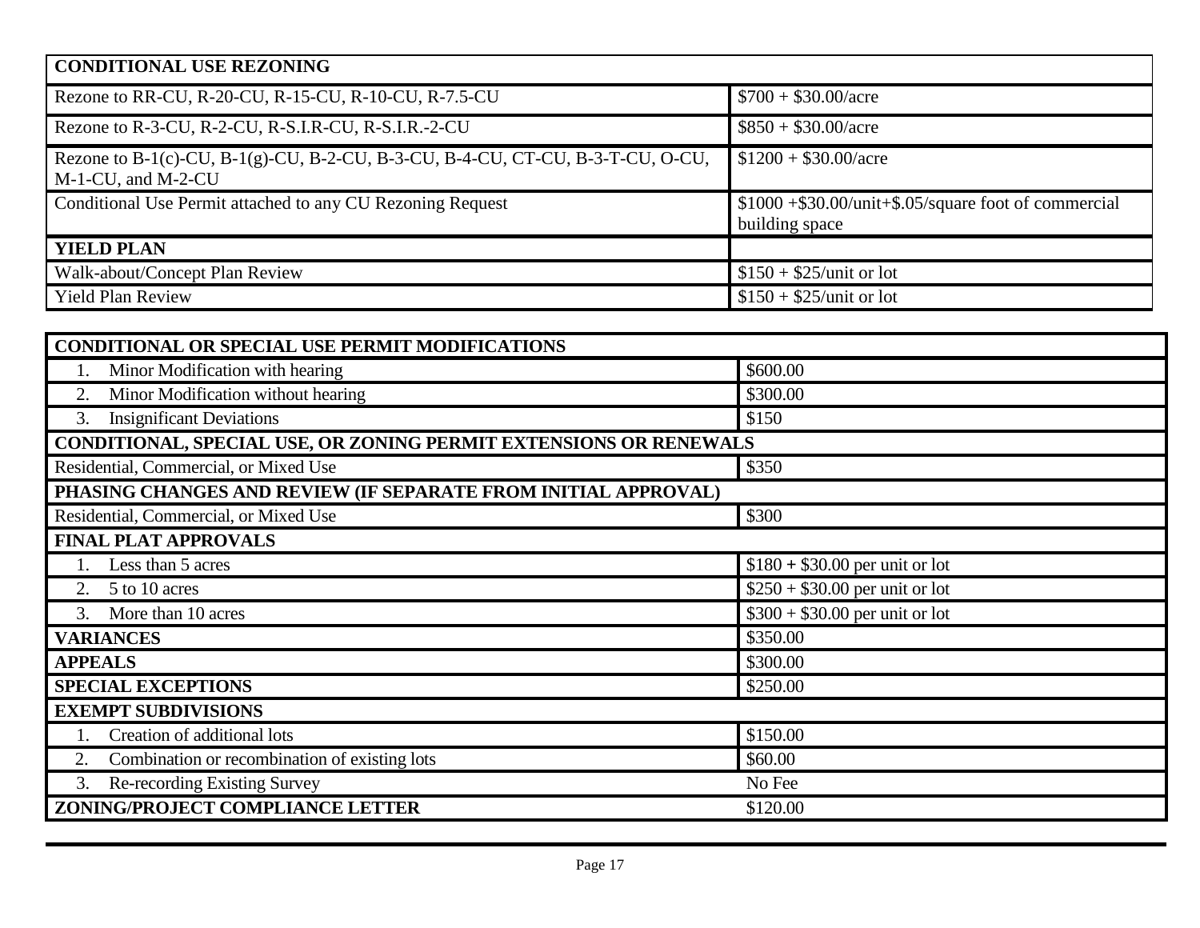| CONDITIONAL USE REZONING | |
|---|---|
| Rezone to RR-CU, R-20-CU, R-15-CU, R-10-CU, R-7.5-CU | $700 + $30.00/acre |
| Rezone to R-3-CU, R-2-CU, R-S.I.R-CU, R-S.I.R.-2-CU | $850 + $30.00/acre |
| Rezone to B-1(c)-CU, B-1(g)-CU, B-2-CU, B-3-CU, B-4-CU, CT-CU, B-3-T-CU, O-CU, M-1-CU, and M-2-CU | $1200 + $30.00/acre |
| Conditional Use Permit attached to any CU Rezoning Request | $1000 +$30.00/unit+$.05/square foot of commercial building space |
| **YIELD PLAN** | |
| Walk-about/Concept Plan Review | $150 + $25/unit or lot |
| Yield Plan Review | $150 + $25/unit or lot |

| CONDITIONAL OR SPECIAL USE PERMIT MODIFICATIONS | |
|---|---|
| 1. Minor Modification with hearing | $600.00 |
| 2. Minor Modification without hearing | $300.00 |
| 3. Insignificant Deviations | $150 |
| **CONDITIONAL, SPECIAL USE, OR ZONING PERMIT EXTENSIONS OR RENEWALS** | |
| Residential, Commercial, or Mixed Use | $350 |
| **PHASING CHANGES AND REVIEW (IF SEPARATE FROM INITIAL APPROVAL)** | |
| Residential, Commercial, or Mixed Use | $300 |
| **FINAL PLAT APPROVALS** | |
| 1. Less than 5 acres | $180 + $30.00 per unit or lot |
| 2. 5 to 10 acres | $250 + $30.00 per unit or lot |
| 3. More than 10 acres | $300 + $30.00 per unit or lot |
| **VARIANCES** | $350.00 |
| **APPEALS** | $300.00 |
| **SPECIAL EXCEPTIONS** | $250.00 |
| **EXEMPT SUBDIVISIONS** | |
| 1. Creation of additional lots | $150.00 |
| 2. Combination or recombination of existing lots | $60.00 |
| 3. Re-recording Existing Survey | No Fee |
| **ZONING/PROJECT COMPLIANCE LETTER** | $120.00 |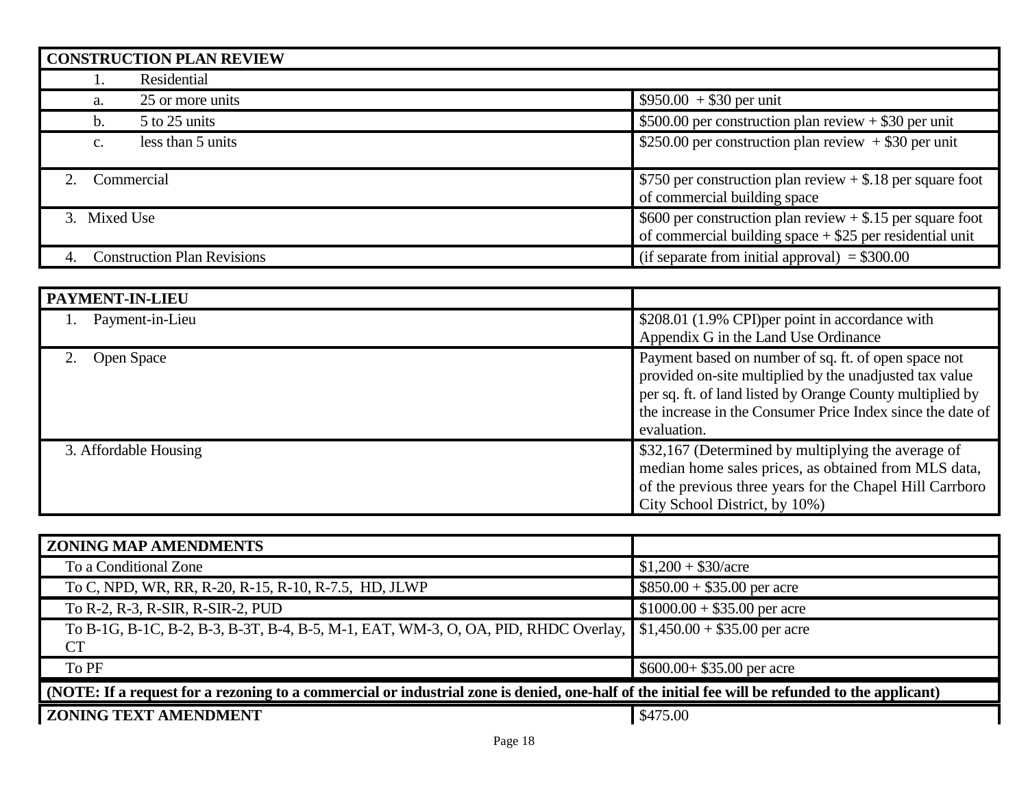| CONSTRUCTION PLAN REVIEW | |
|---|---|
| 1. Residential | |
| a. 25 or more units | $950.00 + $30 per unit |
| b. 5 to 25 units | $500.00 per construction plan review + $30 per unit |
| c. less than 5 units | $250.00 per construction plan review + $30 per unit |
| 2. Commercial | $750 per construction plan review + $.18 per square foot of commercial building space |
| 3. Mixed Use | $600 per construction plan review + $.15 per square foot of commercial building space + $25 per residential unit |
| 4. Construction Plan Revisions | (if separate from initial approval) = $300.00 |

| PAYMENT-IN-LIEU | |
|---|---|
| 1. Payment-in-Lieu | $208.01 (1.9% CPI)per point in accordance with Appendix G in the Land Use Ordinance |
| 2. Open Space | Payment based on number of sq. ft. of open space not provided on-site multiplied by the unadjusted tax value per sq. ft. of land listed by Orange County multiplied by the increase in the Consumer Price Index since the date of evaluation. |
| 3. Affordable Housing | $32,167 (Determined by multiplying the average of median home sales prices, as obtained from MLS data, of the previous three years for the Chapel Hill Carrboro City School District, by 10%) |

| ZONING MAP AMENDMENTS | |
|---|---|
| To a Conditional Zone | $1,200 + $30/acre |
| To C, NPD, WR, RR, R-20, R-15, R-10, R-7.5, HD, JLWP | $850.00 + $35.00 per acre |
| To R-2, R-3, R-SIR, R-SIR-2, PUD | $1000.00 + $35.00 per acre |
| To B-1G, B-1C, B-2, B-3, B-3T, B-4, B-5, M-1, EAT, WM-3, O, OA, PID, RHDC Overlay, CT | $1,450.00 + $35.00 per acre |
| To PF | $600.00+ $35.00 per acre |
| **(NOTE: If a request for a rezoning to a commercial or industrial zone is denied, one-half of the initial fee will be refunded to the applicant)** | |
| **ZONING TEXT AMENDMENT** | $475.00 |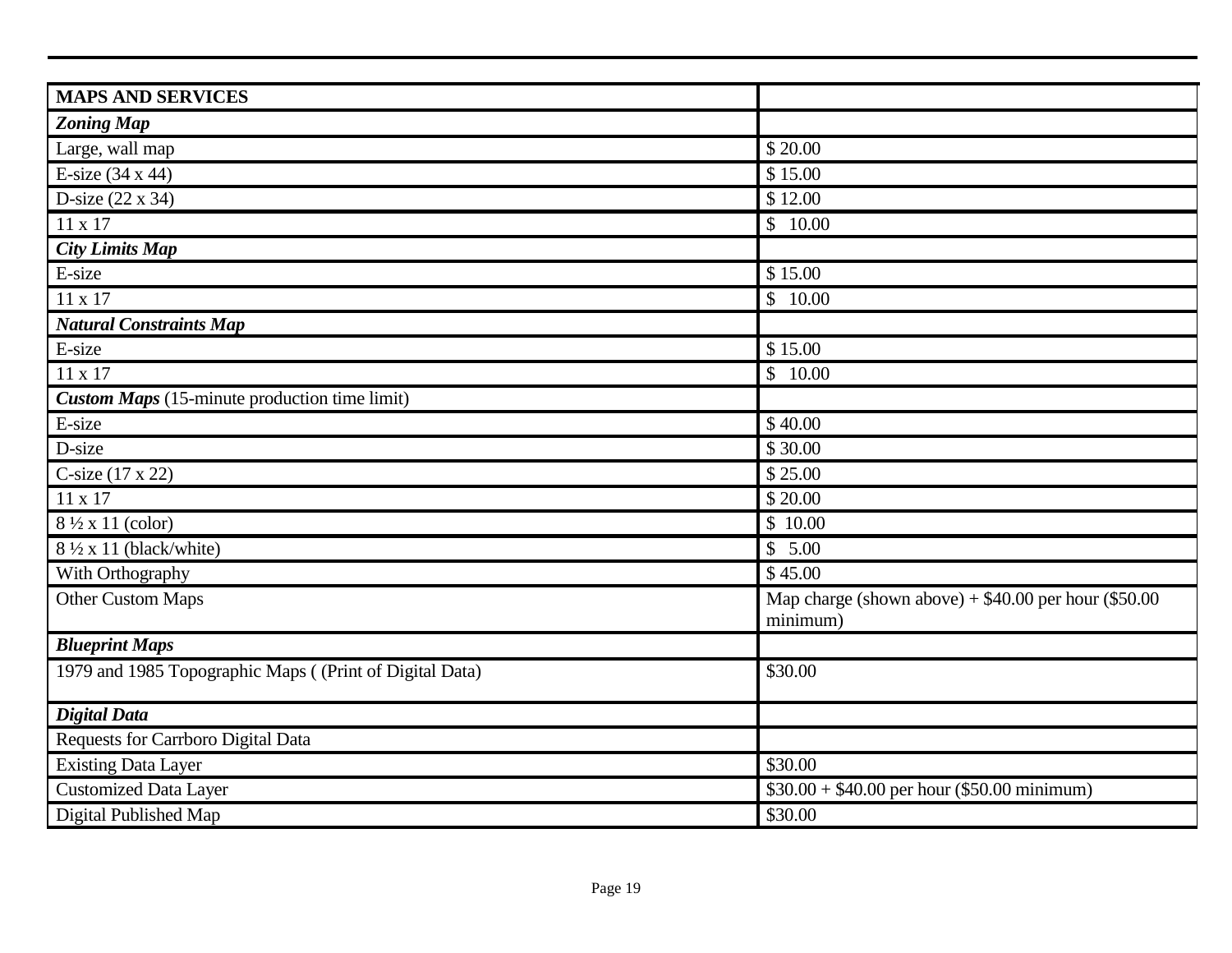| MAPS AND SERVICES | |
|---|---|
| ***Zoning Map*** | |
| Large, wall map | $ 20.00 |
| E-size (34 x 44) | $ 15.00 |
| D-size (22 x 34) | $ 12.00 |
| 11 x 17 | $ 10.00 |
| ***City Limits Map*** | |
| E-size | $ 15.00 |
| 11 x 17 | $ 10.00 |
| ***Natural Constraints Map*** | |
| E-size | $ 15.00 |
| 11 x 17 | $ 10.00 |
| ***Custom Maps*** (15-minute production time limit) | |
| E-size | $ 40.00 |
| D-size | $ 30.00 |
| C-size (17 x 22) | $ 25.00 |
| 11 x 17 | $ 20.00 |
| 8 ½ x 11 (color) | $ 10.00 |
| 8 ½ x 11 (black/white) | $ 5.00 |
| With Orthography | $ 45.00 |
| Other Custom Maps | Map charge (shown above) + $40.00 per hour ($50.00 minimum) |
| ***Blueprint Maps*** | |
| 1979 and 1985 Topographic Maps ( (Print of Digital Data) | $30.00 |
| ***Digital Data*** | |
| Requests for Carrboro Digital Data | |
| Existing Data Layer | $30.00 |
| Customized Data Layer | $30.00 + $40.00 per hour ($50.00 minimum) |
| Digital Published Map | $30.00 |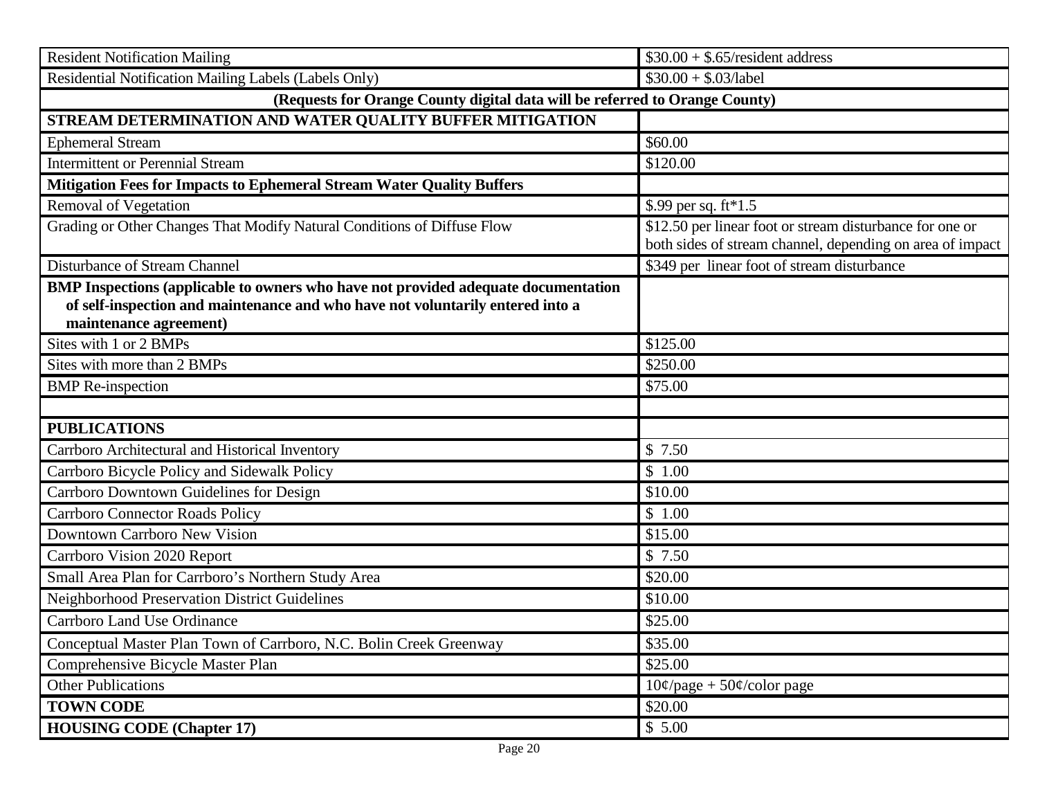| | |
|---|---|
| Resident Notification Mailing | $30.00 + $.65/resident address |
| Residential Notification Mailing Labels (Labels Only) | $30.00 + $.03/label |
| **(Requests for Orange County digital data will be referred to Orange County)** | |
| **STREAM DETERMINATION AND WATER QUALITY BUFFER MITIGATION** | |
| Ephemeral Stream | $60.00 |
| Intermittent or Perennial Stream | $120.00 |
| **Mitigation Fees for Impacts to Ephemeral Stream Water Quality Buffers** | |
| Removal of Vegetation | $.99 per sq. ft*1.5 |
| Grading or Other Changes That Modify Natural Conditions of Diffuse Flow | $12.50 per linear foot or stream disturbance for one or both sides of stream channel, depending on area of impact |
| Disturbance of Stream Channel | $349 per linear foot of stream disturbance |
| **BMP Inspections (applicable to owners who have not provided adequate documentation of self-inspection and maintenance and who have not voluntarily entered into a maintenance agreement)** | |
| Sites with 1 or 2 BMPs | $125.00 |
| Sites with more than 2 BMPs | $250.00 |
| BMP Re-inspection | $75.00 |
| | |
| **PUBLICATIONS** | |
| Carrboro Architectural and Historical Inventory | $ 7.50 |
| Carrboro Bicycle Policy and Sidewalk Policy | $ 1.00 |
| Carrboro Downtown Guidelines for Design | $10.00 |
| Carrboro Connector Roads Policy | $ 1.00 |
| Downtown Carrboro New Vision | $15.00 |
| Carrboro Vision 2020 Report | $ 7.50 |
| Small Area Plan for Carrboro's Northern Study Area | $20.00 |
| Neighborhood Preservation District Guidelines | $10.00 |
| Carrboro Land Use Ordinance | $25.00 |
| Conceptual Master Plan Town of Carrboro, N.C. Bolin Creek Greenway | $35.00 |
| Comprehensive Bicycle Master Plan | $25.00 |
| Other Publications | 10¢/page + 50¢/color page |
| **TOWN CODE** | $20.00 |
| **HOUSING CODE (Chapter 17)** | $ 5.00 |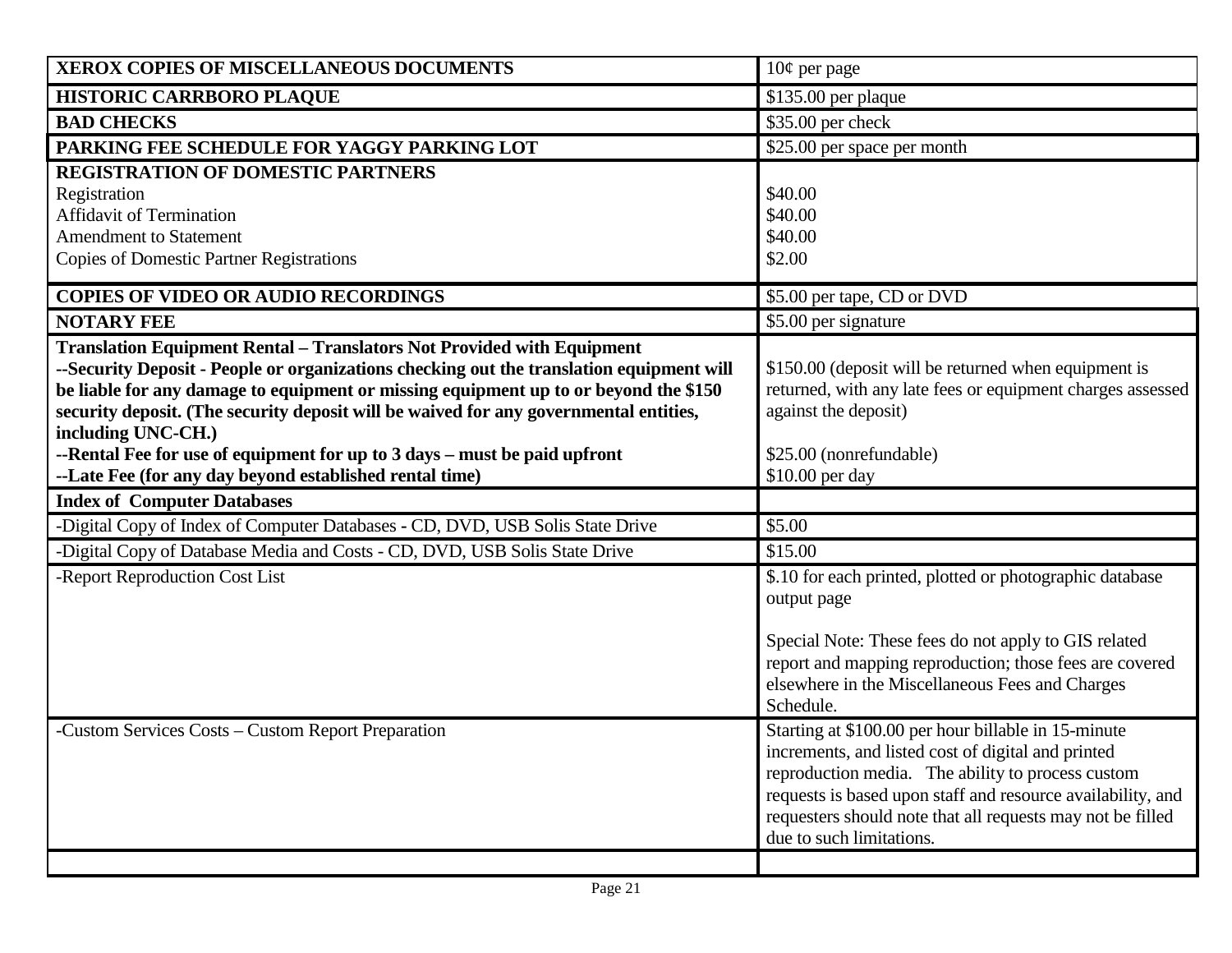| | |
|---|---|
| **XEROX COPIES OF MISCELLANEOUS DOCUMENTS** | 10¢ per page |
| **HISTORIC CARRBORO PLAQUE** | $135.00 per plaque |
| **BAD CHECKS** | $35.00 per check |
| **PARKING FEE SCHEDULE FOR YAGGY PARKING LOT** | $25.00 per space per month |
| **REGISTRATION OF DOMESTIC PARTNERS**<br>Registration<br>Affidavit of Termination<br>Amendment to Statement<br>Copies of Domestic Partner Registrations | <br>$40.00<br>$40.00<br>$40.00<br>$2.00 |
| **COPIES OF VIDEO OR AUDIO RECORDINGS** | $5.00 per tape, CD or DVD |
| **NOTARY FEE** | $5.00 per signature |
| **Translation Equipment Rental – Translators Not Provided with Equipment**<br>**--Security Deposit - People or organizations checking out the translation equipment will be liable for any damage to equipment or missing equipment up to or beyond the $150 security deposit. (The security deposit will be waived for any governmental entities, including UNC-CH.)**<br>**--Rental Fee for use of equipment for up to 3 days – must be paid upfront**<br>**--Late Fee (for any day beyond established rental time)** | <br>$150.00 (deposit will be returned when equipment is returned, with any late fees or equipment charges assessed against the deposit)<br><br>$25.00 (nonrefundable)<br>$10.00 per day |
| **Index of Computer Databases** | |
| -Digital Copy of Index of Computer Databases - CD, DVD, USB Solis State Drive | $5.00 |
| -Digital Copy of Database Media and Costs - CD, DVD, USB Solis State Drive | $15.00 |
| -Report Reproduction Cost List | $.10 for each printed, plotted or photographic database output page<br><br>Special Note: These fees do not apply to GIS related report and mapping reproduction; those fees are covered elsewhere in the Miscellaneous Fees and Charges Schedule. |
| -Custom Services Costs – Custom Report Preparation | Starting at $100.00 per hour billable in 15-minute increments, and listed cost of digital and printed reproduction media. The ability to process custom requests is based upon staff and resource availability, and requesters should note that all requests may not be filled due to such limitations. |
| | |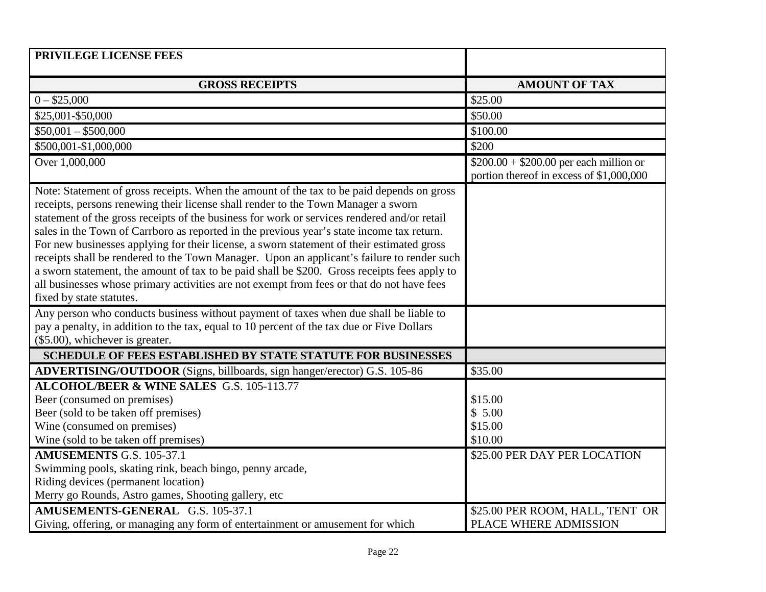| **PRIVILEGE LICENSE FEES** | |
|---|---|
| **GROSS RECEIPTS** | **AMOUNT OF TAX** |
| 0 – $25,000 | $25.00 |
| $25,001-$50,000 | $50.00 |
| $50,001 – $500,000 | $100.00 |
| $500,001-$1,000,000 | $200 |
| Over 1,000,000 | $200.00 + $200.00 per each million or portion thereof in excess of $1,000,000 |
| Note: Statement of gross receipts. When the amount of the tax to be paid depends on gross receipts, persons renewing their license shall render to the Town Manager a sworn statement of the gross receipts of the business for work or services rendered and/or retail sales in the Town of Carrboro as reported in the previous year's state income tax return. For new businesses applying for their license, a sworn statement of their estimated gross receipts shall be rendered to the Town Manager. Upon an applicant's failure to render such a sworn statement, the amount of tax to be paid shall be $200. Gross receipts fees apply to all businesses whose primary activities are not exempt from fees or that do not have fees fixed by state statutes. | |
| Any person who conducts business without payment of taxes when due shall be liable to pay a penalty, in addition to the tax, equal to 10 percent of the tax due or Five Dollars ($5.00), whichever is greater. | |
| **SCHEDULE OF FEES ESTABLISHED BY STATE STATUTE FOR BUSINESSES** | |
| **ADVERTISING/OUTDOOR** (Signs, billboards, sign hanger/erector) G.S. 105-86 | $35.00 |
| **ALCOHOL/BEER & WINE SALES** G.S. 105-113.77<br>Beer (consumed on premises)<br>Beer (sold to be taken off premises)<br>Wine (consumed on premises)<br>Wine (sold to be taken off premises) | <br>$15.00<br>$ 5.00<br>$15.00<br>$10.00 |
| **AMUSEMENTS** G.S. 105-37.1<br>Swimming pools, skating rink, beach bingo, penny arcade,<br>Riding devices (permanent location)<br>Merry go Rounds, Astro games, Shooting gallery, etc | $25.00 PER DAY PER LOCATION |
| **AMUSEMENTS-GENERAL** G.S. 105-37.1<br>Giving, offering, or managing any form of entertainment or amusement for which | $25.00 PER ROOM, HALL, TENT OR PLACE WHERE ADMISSION |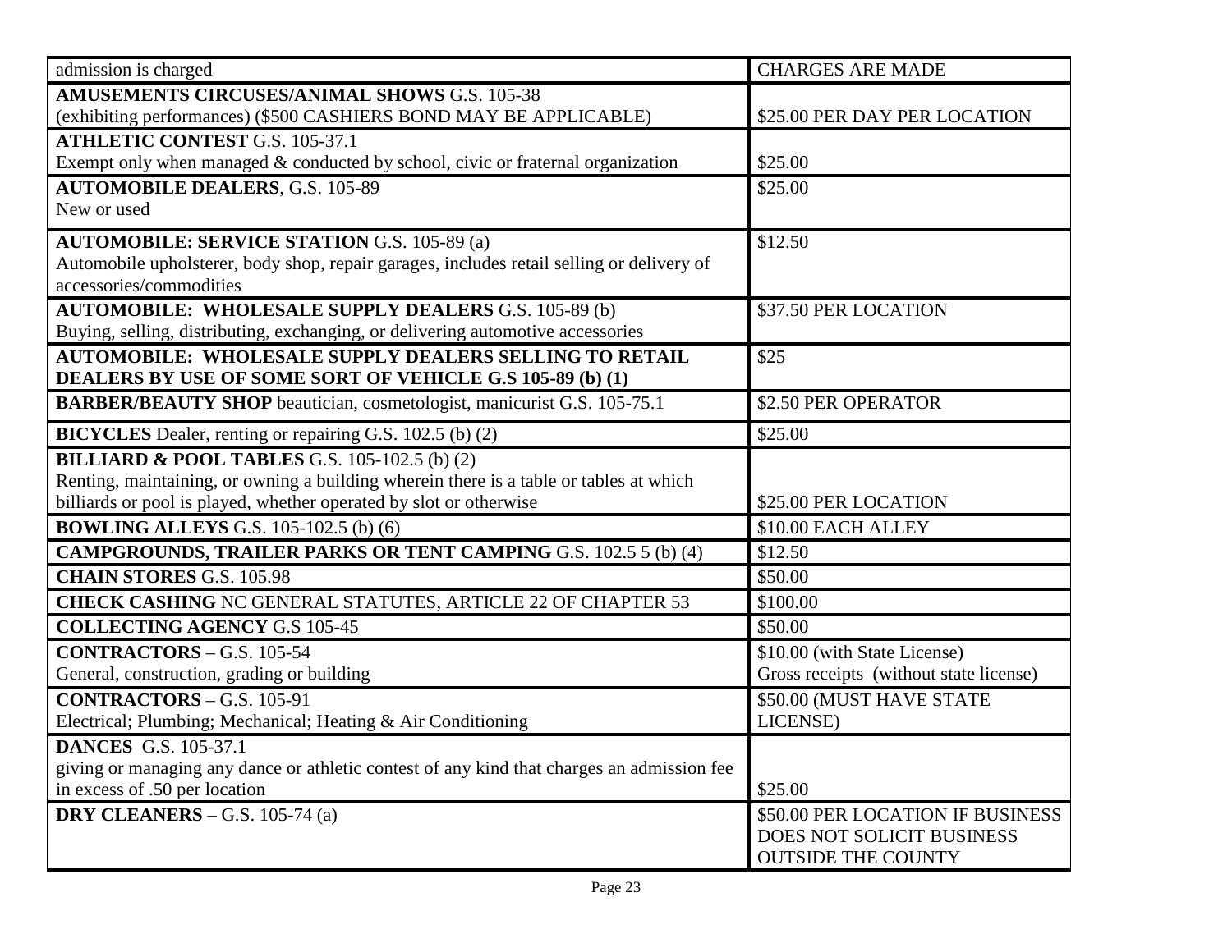| admission is charged | CHARGES ARE MADE |
|---|---|
| **AMUSEMENTS CIRCUSES/ANIMAL SHOWS** G.S. 105-38 (exhibiting performances) ($500 CASHIERS BOND MAY BE APPLICABLE) | $25.00 PER DAY PER LOCATION |
| **ATHLETIC CONTEST** G.S. 105-37.1 Exempt only when managed & conducted by school, civic or fraternal organization | $25.00 |
| **AUTOMOBILE DEALERS**, G.S. 105-89 New or used | $25.00 |
| **AUTOMOBILE: SERVICE STATION** G.S. 105-89 (a) Automobile upholsterer, body shop, repair garages, includes retail selling or delivery of accessories/commodities | $12.50 |
| **AUTOMOBILE: WHOLESALE SUPPLY DEALERS** G.S. 105-89 (b) Buying, selling, distributing, exchanging, or delivering automotive accessories | $37.50 PER LOCATION |
| **AUTOMOBILE: WHOLESALE SUPPLY DEALERS SELLING TO RETAIL DEALERS BY USE OF SOME SORT OF VEHICLE G.S 105-89 (b) (1)** | $25 |
| **BARBER/BEAUTY SHOP** beautician, cosmetologist, manicurist G.S. 105-75.1 | $2.50 PER OPERATOR |
| **BICYCLES** Dealer, renting or repairing G.S. 102.5 (b) (2) | $25.00 |
| **BILLIARD & POOL TABLES** G.S. 105-102.5 (b) (2) Renting, maintaining, or owning a building wherein there is a table or tables at which billiards or pool is played, whether operated by slot or otherwise | $25.00 PER LOCATION |
| **BOWLING ALLEYS** G.S. 105-102.5 (b) (6) | $10.00 EACH ALLEY |
| **CAMPGROUNDS, TRAILER PARKS OR TENT CAMPING** G.S. 102.5 5 (b) (4) | $12.50 |
| **CHAIN STORES** G.S. 105.98 | $50.00 |
| **CHECK CASHING** NC GENERAL STATUTES, ARTICLE 22 OF CHAPTER 53 | $100.00 |
| **COLLECTING AGENCY** G.S 105-45 | $50.00 |
| **CONTRACTORS** – G.S. 105-54 General, construction, grading or building | $10.00 (with State License) Gross receipts (without state license) |
| **CONTRACTORS** – G.S. 105-91 Electrical; Plumbing; Mechanical; Heating & Air Conditioning | $50.00 (MUST HAVE STATE LICENSE) |
| **DANCES** G.S. 105-37.1 giving or managing any dance or athletic contest of any kind that charges an admission fee in excess of .50 per location | $25.00 |
| **DRY CLEANERS** – G.S. 105-74 (a) | $50.00 PER LOCATION IF BUSINESS DOES NOT SOLICIT BUSINESS OUTSIDE THE COUNTY |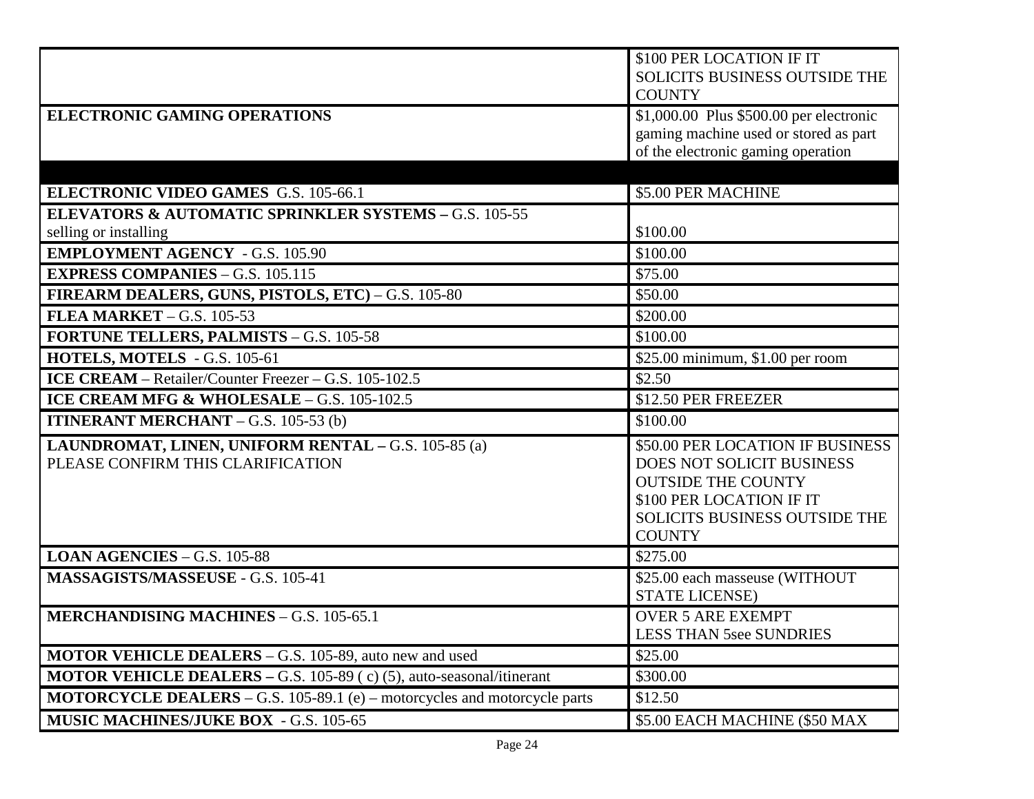| | |
|---|---|
| | $100 PER LOCATION IF IT SOLICITS BUSINESS OUTSIDE THE COUNTY |
| **ELECTRONIC GAMING OPERATIONS** | $1,000.00 Plus $500.00 per electronic gaming machine used or stored as part of the electronic gaming operation |
| | |
| **ELECTRONIC VIDEO GAMES** G.S. 105-66.1 | $5.00 PER MACHINE |
| **ELEVATORS & AUTOMATIC SPRINKLER SYSTEMS –** G.S. 105-55<br>selling or installing | $100.00 |
| **EMPLOYMENT AGENCY** - G.S. 105.90 | $100.00 |
| **EXPRESS COMPANIES** – G.S. 105.115 | $75.00 |
| **FIREARM DEALERS, GUNS, PISTOLS, ETC)** – G.S. 105-80 | $50.00 |
| **FLEA MARKET** – G.S. 105-53 | $200.00 |
| **FORTUNE TELLERS, PALMISTS** – G.S. 105-58 | $100.00 |
| **HOTELS, MOTELS** - G.S. 105-61 | $25.00 minimum, $1.00 per room |
| **ICE CREAM** – Retailer/Counter Freezer – G.S. 105-102.5 | $2.50 |
| **ICE CREAM MFG & WHOLESALE** – G.S. 105-102.5 | $12.50 PER FREEZER |
| **ITINERANT MERCHANT** – G.S. 105-53 (b) | $100.00 |
| **LAUNDROMAT, LINEN, UNIFORM RENTAL –** G.S. 105-85 (a)<br>PLEASE CONFIRM THIS CLARIFICATION | $50.00 PER LOCATION IF BUSINESS DOES NOT SOLICIT BUSINESS OUTSIDE THE COUNTY<br>$100 PER LOCATION IF IT SOLICITS BUSINESS OUTSIDE THE COUNTY |
| **LOAN AGENCIES** – G.S. 105-88 | $275.00 |
| **MASSAGISTS/MASSEUSE** - G.S. 105-41 | $25.00 each masseuse (WITHOUT STATE LICENSE) |
| **MERCHANDISING MACHINES** – G.S. 105-65.1 | OVER 5 ARE EXEMPT<br>LESS THAN 5see SUNDRIES |
| **MOTOR VEHICLE DEALERS** – G.S. 105-89, auto new and used | $25.00 |
| **MOTOR VEHICLE DEALERS –** G.S. 105-89 ( c) (5), auto-seasonal/itinerant | $300.00 |
| **MOTORCYCLE DEALERS** – G.S. 105-89.1 (e) – motorcycles and motorcycle parts | $12.50 |
| **MUSIC MACHINES/JUKE BOX** - G.S. 105-65 | $5.00 EACH MACHINE ($50 MAX |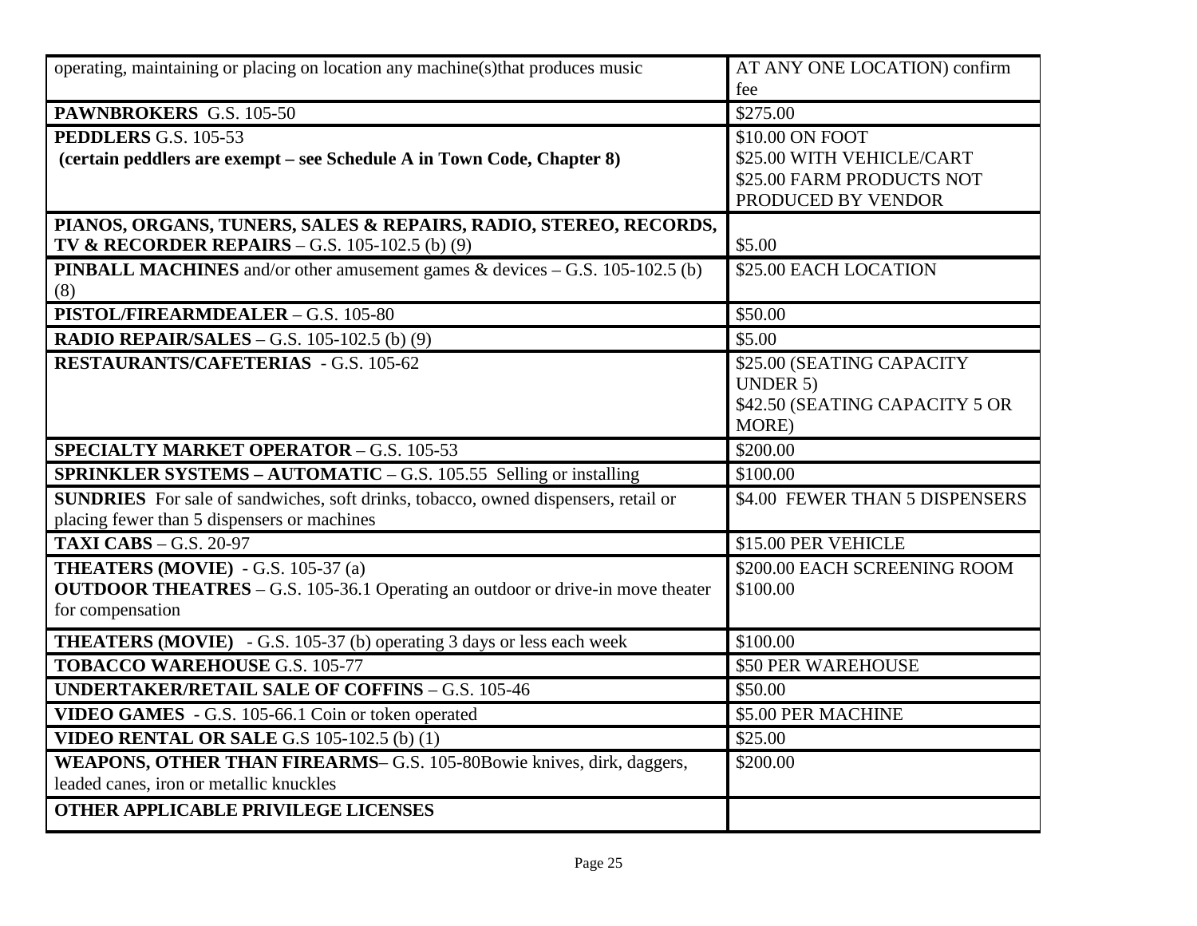| | |
|---|---|
| operating, maintaining or placing on location any machine(s)that produces music | AT ANY ONE LOCATION) confirm fee |
| **PAWNBROKERS** G.S. 105-50 | $275.00 |
| **PEDDLERS** G.S. 105-53<br>**(certain peddlers are exempt – see Schedule A in Town Code, Chapter 8)** | $10.00 ON FOOT<br>$25.00 WITH VEHICLE/CART<br>$25.00 FARM PRODUCTS NOT PRODUCED BY VENDOR |
| **PIANOS, ORGANS, TUNERS, SALES & REPAIRS, RADIO, STEREO, RECORDS, TV & RECORDER REPAIRS** – G.S. 105-102.5 (b) (9) | $5.00 |
| **PINBALL MACHINES** and/or other amusement games & devices – G.S. 105-102.5 (b) (8) | $25.00 EACH LOCATION |
| **PISTOL/FIREARMDEALER** – G.S. 105-80 | $50.00 |
| **RADIO REPAIR/SALES** – G.S. 105-102.5 (b) (9) | $5.00 |
| **RESTAURANTS/CAFETERIAS** - G.S. 105-62 | $25.00 (SEATING CAPACITY UNDER 5)<br>$42.50 (SEATING CAPACITY 5 OR MORE) |
| **SPECIALTY MARKET OPERATOR** – G.S. 105-53 | $200.00 |
| **SPRINKLER SYSTEMS – AUTOMATIC** – G.S. 105.55 Selling or installing | $100.00 |
| **SUNDRIES** For sale of sandwiches, soft drinks, tobacco, owned dispensers, retail or placing fewer than 5 dispensers or machines | $4.00 FEWER THAN 5 DISPENSERS |
| **TAXI CABS** – G.S. 20-97 | $15.00 PER VEHICLE |
| **THEATERS (MOVIE)** - G.S. 105-37 (a)<br>**OUTDOOR THEATRES** – G.S. 105-36.1 Operating an outdoor or drive-in move theater for compensation | $200.00 EACH SCREENING ROOM<br>$100.00 |
| **THEATERS (MOVIE)** - G.S. 105-37 (b) operating 3 days or less each week | $100.00 |
| **TOBACCO WAREHOUSE** G.S. 105-77 | $50 PER WAREHOUSE |
| **UNDERTAKER/RETAIL SALE OF COFFINS** – G.S. 105-46 | $50.00 |
| **VIDEO GAMES** - G.S. 105-66.1 Coin or token operated | $5.00 PER MACHINE |
| **VIDEO RENTAL OR SALE** G.S 105-102.5 (b) (1) | $25.00 |
| **WEAPONS, OTHER THAN FIREARMS**– G.S. 105-80Bowie knives, dirk, daggers, leaded canes, iron or metallic knuckles | $200.00 |
| **OTHER APPLICABLE PRIVILEGE LICENSES** | |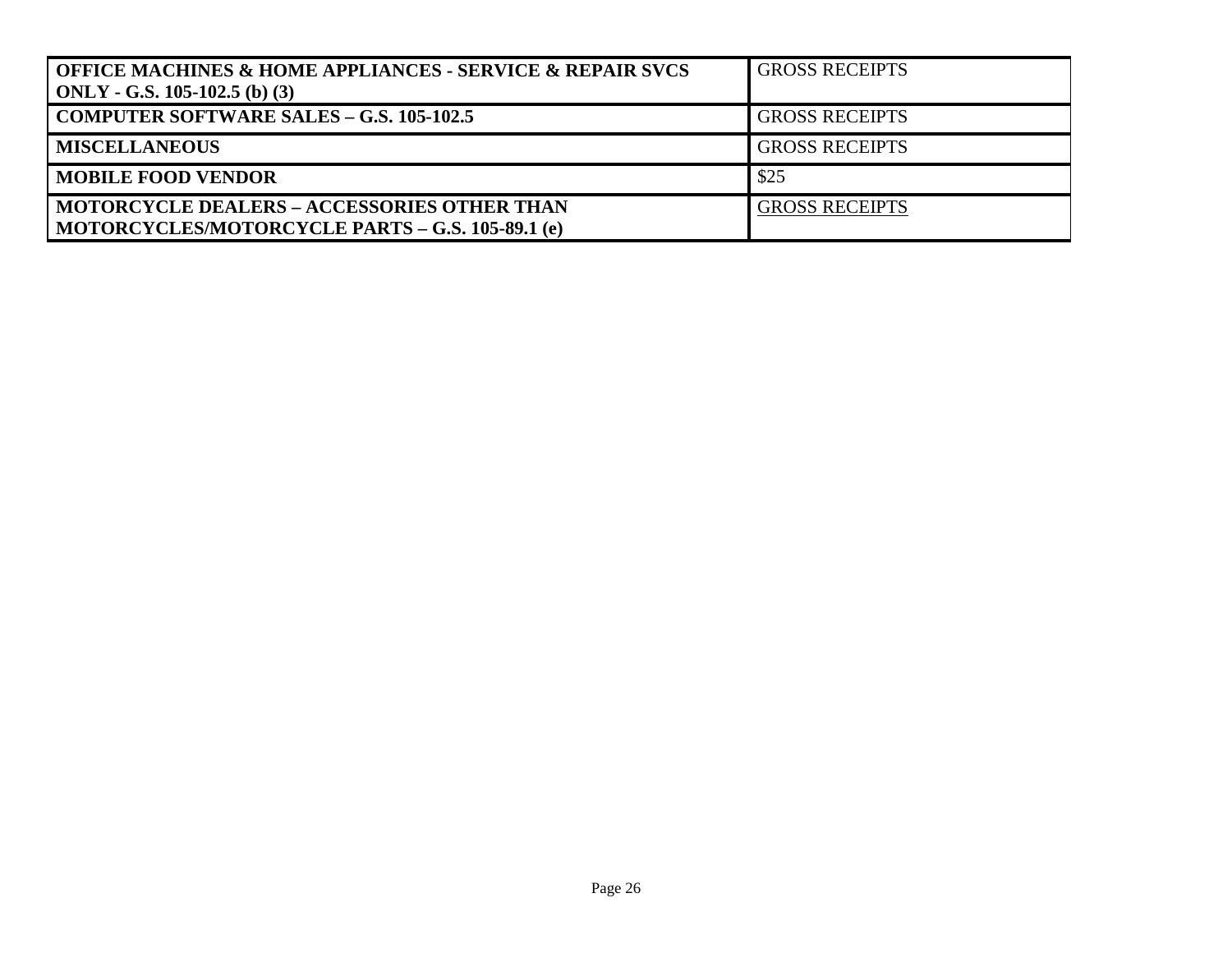| | |
|---|---|
| **OFFICE MACHINES & HOME APPLIANCES - SERVICE & REPAIR SVCS ONLY - G.S. 105-102.5 (b) (3)** | GROSS RECEIPTS |
| **COMPUTER SOFTWARE SALES – G.S. 105-102.5** | GROSS RECEIPTS |
| **MISCELLANEOUS** | GROSS RECEIPTS |
| **MOBILE FOOD VENDOR** | $25 |
| **MOTORCYCLE DEALERS – ACCESSORIES OTHER THAN MOTORCYCLES/MOTORCYCLE PARTS – G.S. 105-89.1 (e)** | GROSS RECEIPTS |